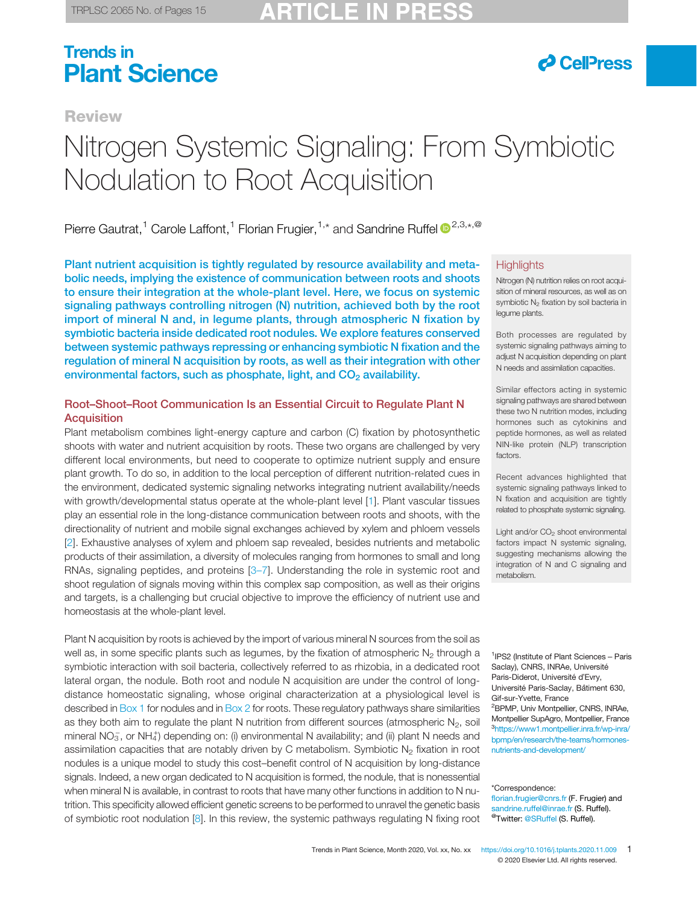Review

# Nitrogen Systemic Signaling: From Symbiotic Nodulation to Root Acquisition

Pierre Gautrat,[1] Carole Laffont,[1] Florian Frugier,[1,*] and Sandrine Ruffel[2,3,*,@]

**Plant nutrient acquisition is tightly regulated by resource availability and metabolic needs, implying the existence of communication between roots and shoots to ensure their integration at the whole-plant level. Here, we focus on systemic signaling pathways controlling nitrogen (N) nutrition, achieved both by the root import of mineral N and, in legume plants, through atmospheric N fixation by symbiotic bacteria inside dedicated root nodules. We explore features conserved between systemic pathways repressing or enhancing symbiotic N fixation and the regulation of mineral N acquisition by roots, as well as their integration with other environmental factors, such as phosphate, light, and $CO_2$ availability.**

## Highlights

Nitrogen (N) nutrition relies on root acquisition of mineral resources, as well as on symbiotic $N_2$ fixation by soil bacteria in legume plants.

Both processes are regulated by systemic signaling pathways aiming to adjust N acquisition depending on plant N needs and assimilation capacities.

Similar effectors acting in systemic signaling pathways are shared between these two N nutrition modes, including hormones such as cytokinins and peptide hormones, as well as related NIN-like protein (NLP) transcription factors.

Recent advances highlighted that systemic signaling pathways linked to N fixation and acquisition are tightly related to phosphate systemic signaling.

Light and/or $CO_2$ shoot environmental factors impact N systemic signaling, suggesting mechanisms allowing the integration of N and C signaling and metabolism.

## Root–Shoot–Root Communication Is an Essential Circuit to Regulate Plant N Acquisition

Plant metabolism combines light-energy capture and carbon (C) fixation by photosynthetic shoots with water and nutrient acquisition by roots. These two organs are challenged by very different local environments, but need to cooperate to optimize nutrient supply and ensure plant growth. To do so, in addition to the local perception of different nutrition-related cues in the environment, dedicated systemic signaling networks integrating nutrient availability/needs with growth/developmental status operate at the whole-plant level [1]. Plant vascular tissues play an essential role in the long-distance communication between roots and shoots, with the directionality of nutrient and mobile signal exchanges achieved by xylem and phloem vessels [2]. Exhaustive analyses of xylem and phloem sap revealed, besides nutrients and metabolic products of their assimilation, a diversity of molecules ranging from hormones to small and long RNAs, signaling peptides, and proteins [3–7]. Understanding the role in systemic root and shoot regulation of signals moving within this complex sap composition, as well as their origins and targets, is a challenging but crucial objective to improve the efficiency of nutrient use and homeostasis at the whole-plant level.

Plant N acquisition by roots is achieved by the import of various mineral N sources from the soil as well as, in some specific plants such as legumes, by the fixation of atmospheric $N_2$ through a symbiotic interaction with soil bacteria, collectively referred to as rhizobia, in a dedicated root lateral organ, the nodule. Both root and nodule N acquisition are under the control of long-distance homeostatic signaling, whose original characterization at a physiological level is described in Box 1 for nodules and in Box 2 for roots. These regulatory pathways share similarities as they both aim to regulate the plant N nutrition from different sources (atmospheric $N_2$, soil mineral $NO_3^-$, or $NH_4^+$) depending on: (i) environmental N availability; and (ii) plant N needs and assimilation capacities that are notably driven by C metabolism. Symbiotic $N_2$ fixation in root nodules is a unique model to study this cost–benefit control of N acquisition by long-distance signals. Indeed, a new organ dedicated to N acquisition is formed, the nodule, that is nonessential when mineral N is available, in contrast to roots that have many other functions in addition to N nutrition. This specificity allowed efficient genetic screens to be performed to unravel the genetic basis of symbiotic root nodulation [8]. In this review, the systemic pathways regulating N fixing root

[1]IPS2 (Institute of Plant Sciences – Paris Saclay), CNRS, INRAe, Université Paris-Diderot, Université d'Evry, Université Paris-Saclay, Bâtiment 630, Gif-sur-Yvette, France
[2]BPMP, Univ Montpellier, CNRS, INRAe, Montpellier SupAgro, Montpellier, France
[3]https://www1.montpellier.inra.fr/wp-inra/bpmp/en/research/the-teams/hormones-nutrients-and-development/

*Correspondence:
florian.frugier@cnrs.fr (F. Frugier) and sandrine.ruffel@inrae.fr (S. Ruffel).
@Twitter: @SRuffel (S. Ruffel).

https://doi.org/10.1016/j.tplants.2020.11.009
© 2020 Elsevier Ltd. All rights reserved.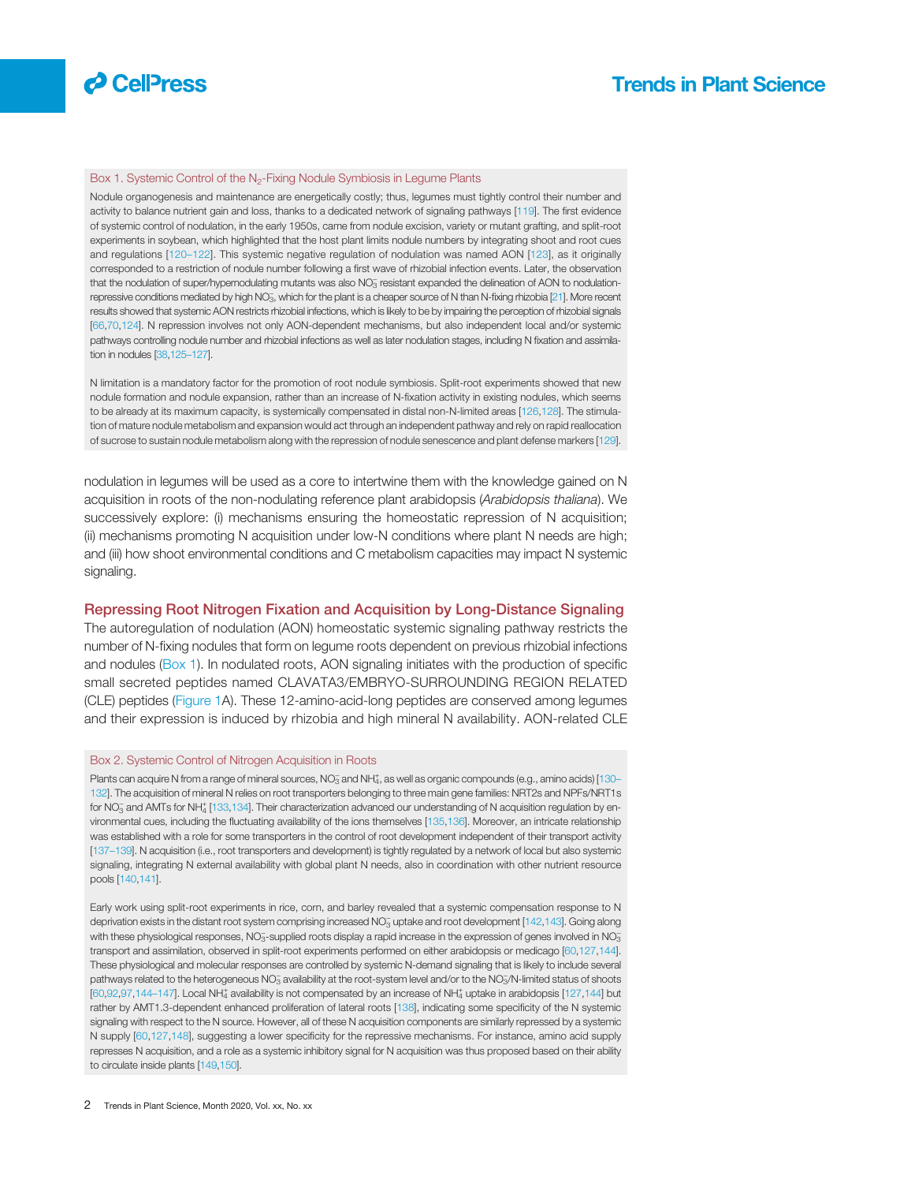### Box 1. Systemic Control of the $N_2$-Fixing Nodule Symbiosis in Legume Plants

Nodule organogenesis and maintenance are energetically costly; thus, legumes must tightly control their number and activity to balance nutrient gain and loss, thanks to a dedicated network of signaling pathways [119]. The first evidence of systemic control of nodulation, in the early 1950s, came from nodule excision, variety or mutant grafting, and split-root experiments in soybean, which highlighted that the host plant limits nodule numbers by integrating shoot and root cues and regulations [120–122]. This systemic negative regulation of nodulation was named AON [123], as it originally corresponded to a restriction of nodule number following a first wave of rhizobial infection events. Later, the observation that the nodulation of super/hypernodulating mutants was also $NO_3^-$ resistant expanded the delineation of AON to nodulation-repressive conditions mediated by high $NO_3^-$, which for the plant is a cheaper source of N than N-fixing rhizobia [21]. More recent results showed that systemic AON restricts rhizobial infections, which is likely to be by impairing the perception of rhizobial signals [66,70,124]. N repression involves not only AON-dependent mechanisms, but also independent local and/or systemic pathways controlling nodule number and rhizobial infections as well as later nodulation stages, including N fixation and assimilation in nodules [38,125–127].

N limitation is a mandatory factor for the promotion of root nodule symbiosis. Split-root experiments showed that new nodule formation and nodule expansion, rather than an increase of N-fixation activity in existing nodules, which seems to be already at its maximum capacity, is systemically compensated in distal non-N-limited areas [126,128]. The stimulation of mature nodule metabolism and expansion would act through an independent pathway and rely on rapid reallocation of sucrose to sustain nodule metabolism along with the repression of nodule senescence and plant defense markers [129].

nodulation in legumes will be used as a core to intertwine them with the knowledge gained on N acquisition in roots of the non-nodulating reference plant arabidopsis (*Arabidopsis thaliana*). We successively explore: (i) mechanisms ensuring the homeostatic repression of N acquisition; (ii) mechanisms promoting N acquisition under low-N conditions where plant N needs are high; and (iii) how shoot environmental conditions and C metabolism capacities may impact N systemic signaling.

## Repressing Root Nitrogen Fixation and Acquisition by Long-Distance Signaling

The autoregulation of nodulation (AON) homeostatic systemic signaling pathway restricts the number of N-fixing nodules that form on legume roots dependent on previous rhizobial infections and nodules (Box 1). In nodulated roots, AON signaling initiates with the production of specific small secreted peptides named CLAVATA3/EMBRYO-SURROUNDING REGION RELATED (CLE) peptides (Figure 1A). These 12-amino-acid-long peptides are conserved among legumes and their expression is induced by rhizobia and high mineral N availability. AON-related CLE

### Box 2. Systemic Control of Nitrogen Acquisition in Roots

Plants can acquire N from a range of mineral sources, $NO_3^-$ and $NH_4^+$, as well as organic compounds (e.g., amino acids) [130–132]. The acquisition of mineral N relies on root transporters belonging to three main gene families: NRT2s and NPFs/NRT1s for $NO_3^-$ and AMTs for $NH_4^+$ [133,134]. Their characterization advanced our understanding of N acquisition regulation by environmental cues, including the fluctuating availability of the ions themselves [135,136]. Moreover, an intricate relationship was established with a role for some transporters in the control of root development independent of their transport activity [137–139]. N acquisition (i.e., root transporters and development) is tightly regulated by a network of local but also systemic signaling, integrating N external availability with global plant N needs, also in coordination with other nutrient resource pools [140,141].

Early work using split-root experiments in rice, corn, and barley revealed that a systemic compensation response to N deprivation exists in the distant root system comprising increased $NO_3^-$ uptake and root development [142,143]. Going along with these physiological responses, $NO_3^-$-supplied roots display a rapid increase in the expression of genes involved in $NO_3^-$ transport and assimilation, observed in split-root experiments performed on either arabidopsis or medicago [60,127,144]. These physiological and molecular responses are controlled by systemic N-demand signaling that is likely to include several pathways related to the heterogeneous $NO_3^-$ availability at the root-system level and/or to the $NO_3^-$/N-limited status of shoots [60,92,97,144–147]. Local $NH_4^+$ availability is not compensated by an increase of $NH_4^+$ uptake in arabidopsis [127,144] but rather by AMT1.3-dependent enhanced proliferation of lateral roots [138], indicating some specificity of the N systemic signaling with respect to the N source. However, all of these N acquisition components are similarly repressed by a systemic N supply [60,127,148], suggesting a lower specificity for the repressive mechanisms. For instance, amino acid supply represses N acquisition, and a role as a systemic inhibitory signal for N acquisition was thus proposed based on their ability to circulate inside plants [149,150].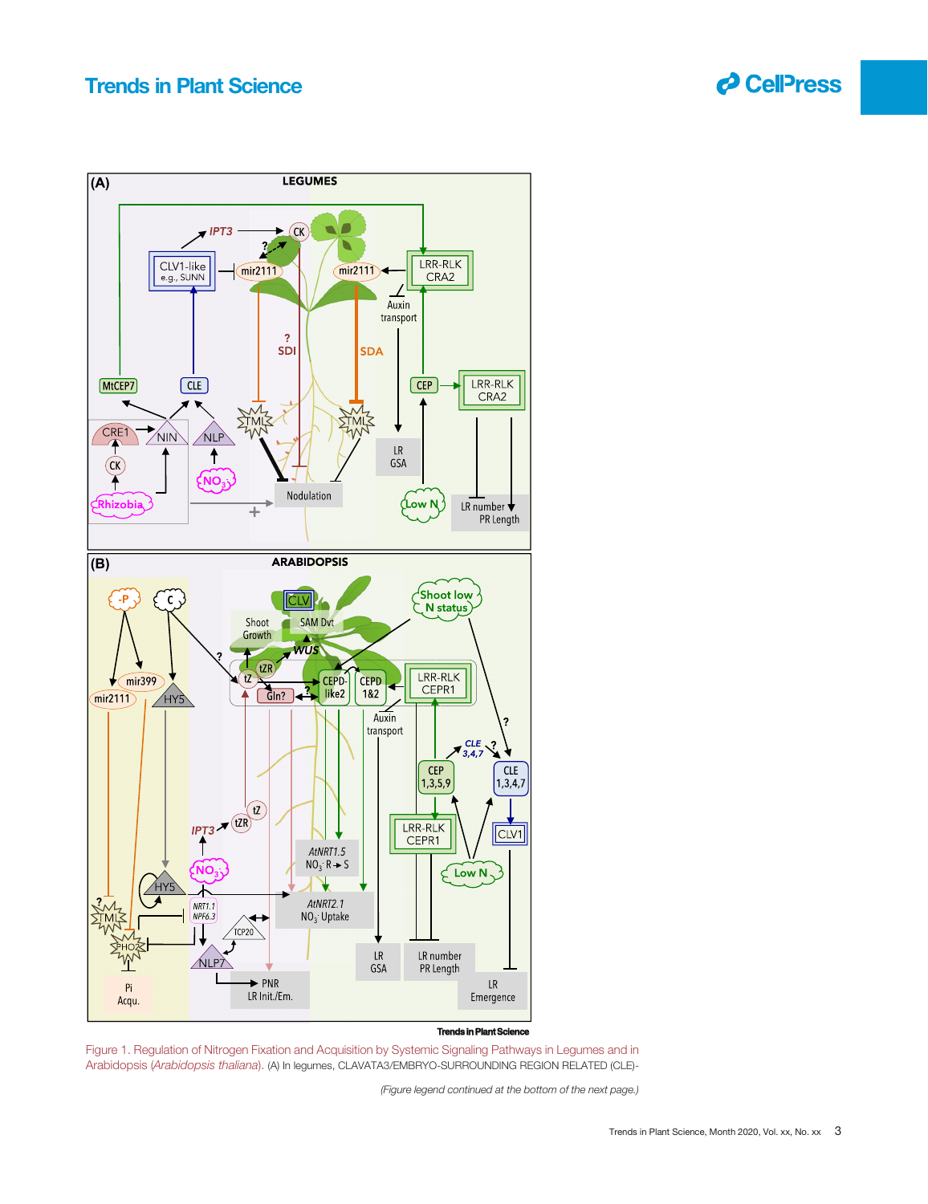Figure 1. Regulation of Nitrogen Fixation and Acquisition by Systemic Signaling Pathways in Legumes and in Arabidopsis (*Arabidopsis thaliana*). (A) In legumes, CLAVATA3/EMBRYO-SURROUNDING REGION RELATED (CLE)-

*(Figure legend continued at the bottom of the next page.)*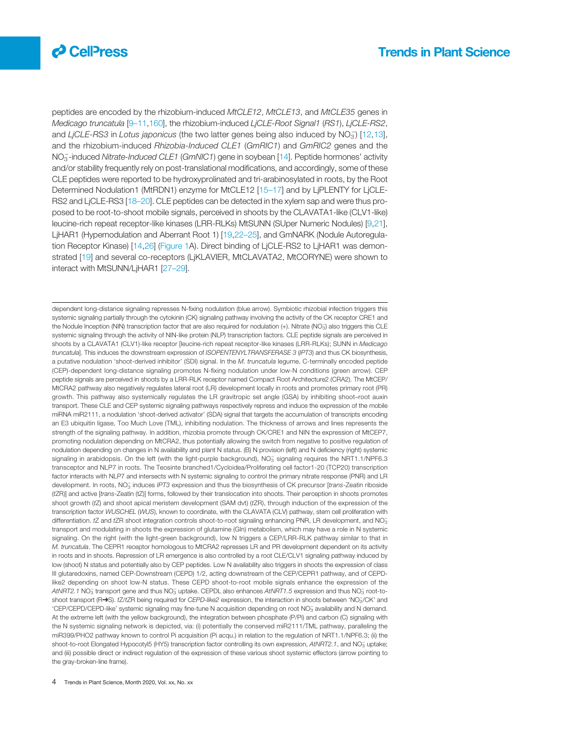peptides are encoded by the rhizobium-induced *MtCLE12*, *MtCLE13*, and *MtCLE35* genes in *Medicago truncatula* [9–11,160], the rhizobium-induced *LjCLE-Root Signal1* (*RS1*), *LjCLE-RS2*, and *LjCLE-RS3* in *Lotus japonicus* (the two latter genes being also induced by $NO_3^-$) [12,13], and the rhizobium-induced *Rhizobia-Induced CLE1* (*GmRIC1*) and *GmRIC2* genes and the $NO_3^-$-induced *Nitrate-Induced CLE1* (*GmNIC1*) gene in soybean [14]. Peptide hormones' activity and/or stability frequently rely on post-translational modifications, and accordingly, some of these CLE peptides were reported to be hydroxyprolinated and tri-arabinosylated in roots, by the Root Determined Nodulation1 (MtRDN1) enzyme for MtCLE12 [15–17] and by LjPLENTY for LjCLE-RS2 and LjCLE-RS3 [18–20]. CLE peptides can be detected in the xylem sap and were thus proposed to be root-to-shoot mobile signals, perceived in shoots by the CLAVATA1-like (CLV1-like) leucine-rich repeat receptor-like kinases (LRR-RLKs) MtSUNN (SUper Numeric Nodules) [9,21], LjHAR1 (Hypernodulation and Aberrant Root 1) [19,22–25], and GmNARK (Nodule Autoregulation Receptor Kinase) [14,26] (Figure 1A). Direct binding of LjCLE-RS2 to LjHAR1 was demonstrated [19] and several co-receptors (LjKLAVIER, MtCLAVATA2, MtCORYNE) were shown to interact with MtSUNN/LjHAR1 [27–29].

dependent long-distance signaling represses N-fixing nodulation (blue arrow). Symbiotic rhizobial infection triggers this systemic signaling partially through the cytokinin (CK) signaling pathway involving the activity of the CK receptor CRE1 and the Nodule Inception (NIN) transcription factor that are also required for nodulation (+). Nitrate ($NO_3^-$) also triggers this CLE systemic signaling through the activity of NIN-like protein (NLP) transcription factors. CLE peptide signals are perceived in shoots by a CLAVATA1 (CLV1)-like receptor [leucine-rich repeat receptor-like kinases (LRR-RLKs); SUNN in *Medicago truncatula*]. This induces the downstream expression of *ISOPENTENYLTRANSFERASE 3* (*IPT3*) and thus CK biosynthesis, a putative nodulation 'shoot-derived inhibitor' (SDI) signal. In the *M. truncatula* legume, C-terminally encoded peptide (CEP)-dependent long-distance signaling promotes N-fixing nodulation under low-N conditions (green arrow). CEP peptide signals are perceived in shoots by a LRR-RLK receptor named Compact Root Architecture2 (CRA2). The MtCEP/MtCRA2 pathway also negatively regulates lateral root (LR) development locally in roots and promotes primary root (PR) growth. This pathway also systemically regulates the LR gravitropic set angle (GSA) by inhibiting shoot–root auxin transport. These CLE and CEP systemic signaling pathways respectively repress and induce the expression of the mobile miRNA miR2111, a nodulation 'shoot-derived activator' (SDA) signal that targets the accumulation of transcripts encoding an E3 ubiquitin ligase, Too Much Love (TML), inhibiting nodulation. The thickness of arrows and lines represents the strength of the signaling pathway. In addition, rhizobia promote through CK/CRE1 and NIN the expression of MtCEP7, promoting nodulation depending on MtCRA2, thus potentially allowing the switch from negative to positive regulation of nodulation depending on changes in N availability and plant N status. (B) N provision (left) and N deficiency (right) systemic signaling in arabidopsis. On the left (with the light-purple background), $NO_3^-$ signaling requires the NRT1.1/NPF6.3 transceptor and NLP7 in roots. The Teosinte branched1/Cycloidea/Proliferating cell factor1-20 (TCP20) transcription factor interacts with NLP7 and intersects with N systemic signaling to control the primary nitrate response (PNR) and LR development. In roots, $NO_3^-$ induces *IPT3* expression and thus the biosynthesis of CK precursor [*trans*-Zeatin riboside (*t*ZR)] and active [*trans*-Zeatin (*t*Z)] forms, followed by their translocation into shoots. Their perception in shoots promotes shoot growth (*t*Z) and shoot apical meristem development (SAM dvt) (*t*ZR), through induction of the expression of the transcription factor *WUSCHEL* (*WUS*), known to coordinate, with the CLAVATA (CLV) pathway, stem cell proliferation with differentiation. *t*Z and *t*ZR shoot integration controls shoot-to-root signaling enhancing PNR, LR development, and $NO_3^-$ transport and modulating in shoots the expression of glutamine (Gln) metabolism, which may have a role in N systemic signaling. On the right (with the light-green background), low N triggers a CEP/LRR-RLK pathway similar to that in *M. truncatula*. The CEPR1 receptor homologous to MtCRA2 represses LR and PR development dependent on its activity in roots and in shoots. Repression of LR emergence is also controlled by a root CLE/CLV1 signaling pathway induced by low (shoot) N status and potentially also by CEP peptides. Low N availability also triggers in shoots the expression of class III glutaredoxins, named CEP-Downstream (CEPD) 1/2, acting downstream of the CEP/CEPR1 pathway, and of CEPD-like2 depending on shoot low-N status. These CEPD shoot-to-root mobile signals enhance the expression of the *AtNRT2.1* $NO_3^-$ transport gene and thus $NO_3^-$ uptake. CEPDL also enhances *AtNRT1.5* expression and thus $NO_3^-$ root-to-shoot transport (R➔S). *t*Z/*t*ZR being required for *CEPD-like2* expression, the interaction in shoots between '$NO_3^-$/CK' and 'CEP/CEPD/CEPD-like' systemic signaling may fine-tune N acquisition depending on root $NO_3^-$ availability and N demand. At the extreme left (with the yellow background), the integration between phosphate (P/Pi) and carbon (C) signaling with the N systemic signaling network is depicted, via: (i) potentially the conserved miR2111/TML pathway, paralleling the miR399/PHO2 pathway known to control Pi acquisition (Pi acqu.) in relation to the regulation of NRT1.1/NPF6.3; (ii) the shoot-to-root Elongated Hypocotyl5 (HY5) transcription factor controlling its own expression, *AtNRT2.1*, and $NO_3^-$ uptake; and (iii) possible direct or indirect regulation of the expression of these various shoot systemic effectors (arrow pointing to the gray-broken-line frame).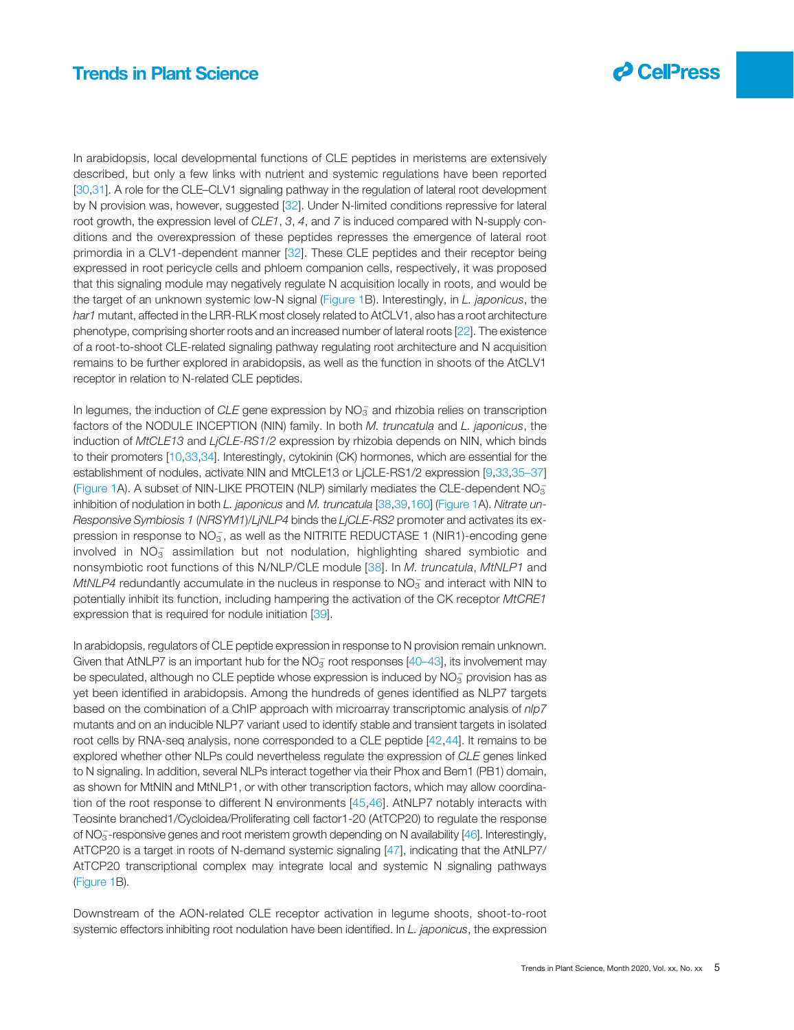In arabidopsis, local developmental functions of CLE peptides in meristems are extensively described, but only a few links with nutrient and systemic regulations have been reported [30,31]. A role for the CLE–CLV1 signaling pathway in the regulation of lateral root development by N provision was, however, suggested [32]. Under N-limited conditions repressive for lateral root growth, the expression level of *CLE1*, *3*, *4*, and *7* is induced compared with N-supply conditions and the overexpression of these peptides represses the emergence of lateral root primordia in a CLV1-dependent manner [32]. These CLE peptides and their receptor being expressed in root pericycle cells and phloem companion cells, respectively, it was proposed that this signaling module may negatively regulate N acquisition locally in roots, and would be the target of an unknown systemic low-N signal (Figure 1B). Interestingly, in *L. japonicus*, the *har1* mutant, affected in the LRR-RLK most closely related to AtCLV1, also has a root architecture phenotype, comprising shorter roots and an increased number of lateral roots [22]. The existence of a root-to-shoot CLE-related signaling pathway regulating root architecture and N acquisition remains to be further explored in arabidopsis, as well as the function in shoots of the AtCLV1 receptor in relation to N-related CLE peptides.

In legumes, the induction of *CLE* gene expression by $NO_3^-$ and rhizobia relies on transcription factors of the NODULE INCEPTION (NIN) family. In both *M. truncatula* and *L. japonicus*, the induction of *MtCLE13* and *LjCLE-RS1/2* expression by rhizobia depends on NIN, which binds to their promoters [10,33,34]. Interestingly, cytokinin (CK) hormones, which are essential for the establishment of nodules, activate NIN and MtCLE13 or LjCLE-RS1/2 expression [9,33,35–37] (Figure 1A). A subset of NIN-LIKE PROTEIN (NLP) similarly mediates the CLE-dependent $NO_3^-$ inhibition of nodulation in both *L. japonicus* and *M. truncatula* [38,39,160] (Figure 1A). *Nitrate un-Responsive Symbiosis 1* (*NRSYM1*)/*LjNLP4* binds the *LjCLE-RS2* promoter and activates its expression in response to $NO_3^-$, as well as the NITRITE REDUCTASE 1 (NIR1)-encoding gene involved in $NO_3^-$ assimilation but not nodulation, highlighting shared symbiotic and nonsymbiotic root functions of this N/NLP/CLE module [38]. In *M. truncatula*, *MtNLP1* and *MtNLP4* redundantly accumulate in the nucleus in response to $NO_3^-$ and interact with NIN to potentially inhibit its function, including hampering the activation of the CK receptor *MtCRE1* expression that is required for nodule initiation [39].

In arabidopsis, regulators of CLE peptide expression in response to N provision remain unknown. Given that AtNLP7 is an important hub for the $NO_3^-$ root responses [40–43], its involvement may be speculated, although no CLE peptide whose expression is induced by $NO_3^-$ provision has as yet been identified in arabidopsis. Among the hundreds of genes identified as NLP7 targets based on the combination of a ChIP approach with microarray transcriptomic analysis of *nlp7* mutants and on an inducible NLP7 variant used to identify stable and transient targets in isolated root cells by RNA-seq analysis, none corresponded to a CLE peptide [42,44]. It remains to be explored whether other NLPs could nevertheless regulate the expression of *CLE* genes linked to N signaling. In addition, several NLPs interact together via their Phox and Bem1 (PB1) domain, as shown for MtNIN and MtNLP1, or with other transcription factors, which may allow coordination of the root response to different N environments [45,46]. AtNLP7 notably interacts with Teosinte branched1/Cycloidea/Proliferating cell factor1-20 (AtTCP20) to regulate the response of $NO_3^-$-responsive genes and root meristem growth depending on N availability [46]. Interestingly, AtTCP20 is a target in roots of N-demand systemic signaling [47], indicating that the AtNLP7/AtTCP20 transcriptional complex may integrate local and systemic N signaling pathways (Figure 1B).

Downstream of the AON-related CLE receptor activation in legume shoots, shoot-to-root systemic effectors inhibiting root nodulation have been identified. In *L. japonicus*, the expression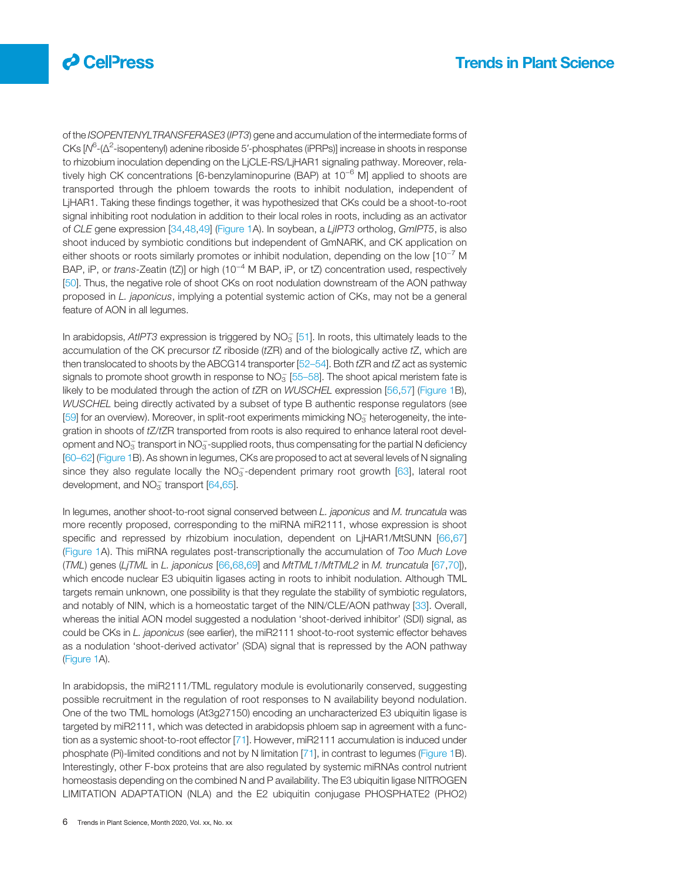of the *ISOPENTENYLTRANSFERASE3* (*IPT3*) gene and accumulation of the intermediate forms of CKs [$N^6$-($\Delta^2$-isopentenyl) adenine riboside 5′-phosphates (iPRPs)] increase in shoots in response to rhizobium inoculation depending on the LjCLE-RS/LjHAR1 signaling pathway. Moreover, relatively high CK concentrations [6-benzylaminopurine (BAP) at $10^{-6}$ M] applied to shoots are transported through the phloem towards the roots to inhibit nodulation, independent of LjHAR1. Taking these findings together, it was hypothesized that CKs could be a shoot-to-root signal inhibiting root nodulation in addition to their local roles in roots, including as an activator of *CLE* gene expression [34,48,49] (Figure 1A). In soybean, a *LjIPT3* ortholog, *GmIPT5*, is also shoot induced by symbiotic conditions but independent of GmNARK, and CK application on either shoots or roots similarly promotes or inhibit nodulation, depending on the low [$10^{-7}$ M BAP, iP, or *trans*-Zeatin (tZ)] or high ($10^{-4}$ M BAP, iP, or tZ) concentration used, respectively [50]. Thus, the negative role of shoot CKs on root nodulation downstream of the AON pathway proposed in *L. japonicus*, implying a potential systemic action of CKs, may not be a general feature of AON in all legumes.

In arabidopsis, *AtIPT3* expression is triggered by $NO_3^-$ [51]. In roots, this ultimately leads to the accumulation of the CK precursor *t*Z riboside (*t*ZR) and of the biologically active *t*Z, which are then translocated to shoots by the ABCG14 transporter [52–54]. Both *t*ZR and *t*Z act as systemic signals to promote shoot growth in response to $NO_3^-$ [55–58]. The shoot apical meristem fate is likely to be modulated through the action of *t*ZR on *WUSCHEL* expression [56,57] (Figure 1B), *WUSCHEL* being directly activated by a subset of type B authentic response regulators (see [59] for an overview). Moreover, in split-root experiments mimicking $NO_3^-$ heterogeneity, the integration in shoots of *t*Z/*t*ZR transported from roots is also required to enhance lateral root development and $NO_3^-$ transport in $NO_3^-$-supplied roots, thus compensating for the partial N deficiency [60–62] (Figure 1B). As shown in legumes, CKs are proposed to act at several levels of N signaling since they also regulate locally the $NO_3^-$-dependent primary root growth [63], lateral root development, and $NO_3^-$ transport [64,65].

In legumes, another shoot-to-root signal conserved between *L. japonicus* and *M. truncatula* was more recently proposed, corresponding to the miRNA miR2111, whose expression is shoot specific and repressed by rhizobium inoculation, dependent on LjHAR1/MtSUNN [66,67] (Figure 1A). This miRNA regulates post-transcriptionally the accumulation of *Too Much Love* (*TML*) genes (*LjTML* in *L. japonicus* [66,68,69] and *MtTML1/MtTML2* in *M. truncatula* [67,70]), which encode nuclear E3 ubiquitin ligases acting in roots to inhibit nodulation. Although TML targets remain unknown, one possibility is that they regulate the stability of symbiotic regulators, and notably of NIN, which is a homeostatic target of the NIN/CLE/AON pathway [33]. Overall, whereas the initial AON model suggested a nodulation 'shoot-derived inhibitor' (SDI) signal, as could be CKs in *L. japonicus* (see earlier), the miR2111 shoot-to-root systemic effector behaves as a nodulation 'shoot-derived activator' (SDA) signal that is repressed by the AON pathway (Figure 1A).

In arabidopsis, the miR2111/TML regulatory module is evolutionarily conserved, suggesting possible recruitment in the regulation of root responses to N availability beyond nodulation. One of the two TML homologs (At3g27150) encoding an uncharacterized E3 ubiquitin ligase is targeted by miR2111, which was detected in arabidopsis phloem sap in agreement with a function as a systemic shoot-to-root effector [71]. However, miR2111 accumulation is induced under phosphate (Pi)-limited conditions and not by N limitation [71], in contrast to legumes (Figure 1B). Interestingly, other F-box proteins that are also regulated by systemic miRNAs control nutrient homeostasis depending on the combined N and P availability. The E3 ubiquitin ligase NITROGEN LIMITATION ADAPTATION (NLA) and the E2 ubiquitin conjugase PHOSPHATE2 (PHO2)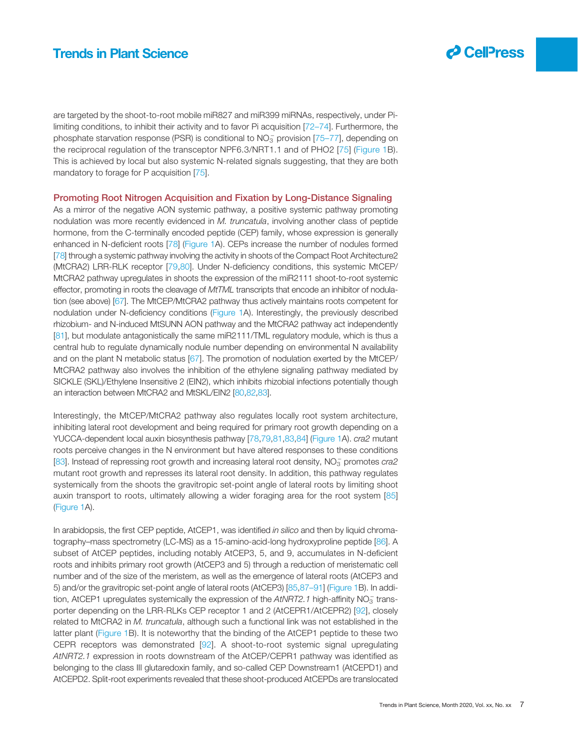are targeted by the shoot-to-root mobile miR827 and miR399 miRNAs, respectively, under Pi-limiting conditions, to inhibit their activity and to favor Pi acquisition [72–74]. Furthermore, the phosphate starvation response (PSR) is conditional to $NO_3^-$ provision [75–77], depending on the reciprocal regulation of the transceptor NPF6.3/NRT1.1 and of PHO2 [75] (Figure 1B). This is achieved by local but also systemic N-related signals suggesting, that they are both mandatory to forage for P acquisition [75].

## Promoting Root Nitrogen Acquisition and Fixation by Long-Distance Signaling

As a mirror of the negative AON systemic pathway, a positive systemic pathway promoting nodulation was more recently evidenced in *M. truncatula*, involving another class of peptide hormone, from the C-terminally encoded peptide (CEP) family, whose expression is generally enhanced in N-deficient roots [78] (Figure 1A). CEPs increase the number of nodules formed [78] through a systemic pathway involving the activity in shoots of the Compact Root Architecture2 (MtCRA2) LRR-RLK receptor [79,80]. Under N-deficiency conditions, this systemic MtCEP/MtCRA2 pathway upregulates in shoots the expression of the miR2111 shoot-to-root systemic effector, promoting in roots the cleavage of *MtTML* transcripts that encode an inhibitor of nodulation (see above) [67]. The MtCEP/MtCRA2 pathway thus actively maintains roots competent for nodulation under N-deficiency conditions (Figure 1A). Interestingly, the previously described rhizobium- and N-induced MtSUNN AON pathway and the MtCRA2 pathway act independently [81], but modulate antagonistically the same miR2111/TML regulatory module, which is thus a central hub to regulate dynamically nodule number depending on environmental N availability and on the plant N metabolic status [67]. The promotion of nodulation exerted by the MtCEP/MtCRA2 pathway also involves the inhibition of the ethylene signaling pathway mediated by SICKLE (SKL)/Ethylene Insensitive 2 (EIN2), which inhibits rhizobial infections potentially though an interaction between MtCRA2 and MtSKL/EIN2 [80,82,83].

Interestingly, the MtCEP/MtCRA2 pathway also regulates locally root system architecture, inhibiting lateral root development and being required for primary root growth depending on a YUCCA-dependent local auxin biosynthesis pathway [78,79,81,83,84] (Figure 1A). *cra2* mutant roots perceive changes in the N environment but have altered responses to these conditions [83]. Instead of repressing root growth and increasing lateral root density, $NO_3^-$ promotes *cra2* mutant root growth and represses its lateral root density. In addition, this pathway regulates systemically from the shoots the gravitropic set-point angle of lateral roots by limiting shoot auxin transport to roots, ultimately allowing a wider foraging area for the root system [85] (Figure 1A).

In arabidopsis, the first CEP peptide, AtCEP1, was identified *in silico* and then by liquid chromatography–mass spectrometry (LC-MS) as a 15-amino-acid-long hydroxyproline peptide [86]. A subset of AtCEP peptides, including notably AtCEP3, 5, and 9, accumulates in N-deficient roots and inhibits primary root growth (AtCEP3 and 5) through a reduction of meristematic cell number and of the size of the meristem, as well as the emergence of lateral roots (AtCEP3 and 5) and/or the gravitropic set-point angle of lateral roots (AtCEP3) [85,87–91] (Figure 1B). In addition, AtCEP1 upregulates systemically the expression of the *AtNRT2.1* high-affinity $NO_3^-$ transporter depending on the LRR-RLKs CEP receptor 1 and 2 (AtCEPR1/AtCEPR2) [92], closely related to MtCRA2 in *M. truncatula*, although such a functional link was not established in the latter plant (Figure 1B). It is noteworthy that the binding of the AtCEP1 peptide to these two CEPR receptors was demonstrated [92]. A shoot-to-root systemic signal upregulating *AtNRT2.1* expression in roots downstream of the AtCEP/CEPR1 pathway was identified as belonging to the class III glutaredoxin family, and so-called CEP Downstream1 (AtCEPD1) and AtCEPD2. Split-root experiments revealed that these shoot-produced AtCEPDs are translocated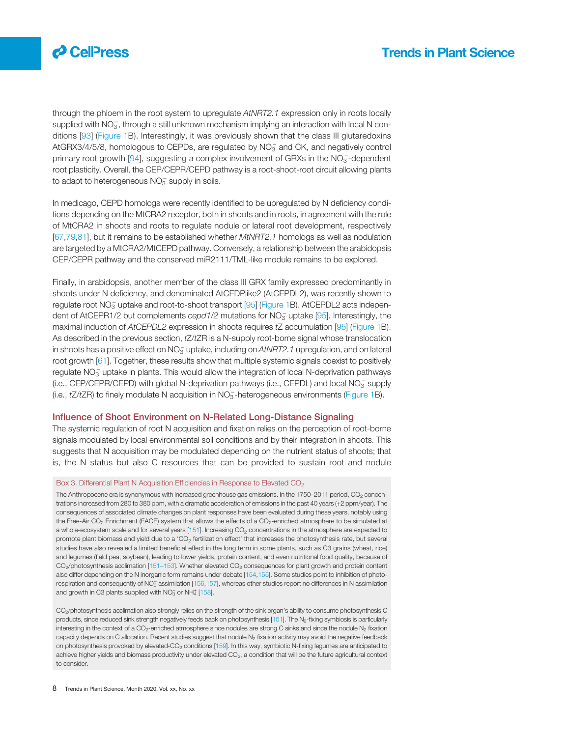through the phloem in the root system to upregulate *AtNRT2.1* expression only in roots locally supplied with $NO_3^-$, through a still unknown mechanism implying an interaction with local N conditions [93] (Figure 1B). Interestingly, it was previously shown that the class III glutaredoxins AtGRX3/4/5/8, homologous to CEPDs, are regulated by $NO_3^-$ and CK, and negatively control primary root growth [94], suggesting a complex involvement of GRXs in the $NO_3^-$-dependent root plasticity. Overall, the CEP/CEPR/CEPD pathway is a root-shoot-root circuit allowing plants to adapt to heterogeneous $NO_3^-$ supply in soils.

In medicago, CEPD homologs were recently identified to be upregulated by N deficiency conditions depending on the MtCRA2 receptor, both in shoots and in roots, in agreement with the role of MtCRA2 in shoots and roots to regulate nodule or lateral root development, respectively [67,79,81], but it remains to be established whether *MtNRT2.1* homologs as well as nodulation are targeted by a MtCRA2/MtCEPD pathway. Conversely, a relationship between the arabidopsis CEP/CEPR pathway and the conserved miR2111/TML-like module remains to be explored.

Finally, in arabidopsis, another member of the class III GRX family expressed predominantly in shoots under N deficiency, and denominated AtCEDPlike2 (AtCEPDL2), was recently shown to regulate root $NO_3^-$ uptake and root-to-shoot transport [95] (Figure 1B). AtCEPDL2 acts independent of AtCEPR1/2 but complements *cepd1/2* mutations for $NO_3^-$ uptake [95]. Interestingly, the maximal induction of *AtCEPDL2* expression in shoots requires *tZ* accumulation [95] (Figure 1B). As described in the previous section, *tZ*/*tZ*R is a N-supply root-borne signal whose translocation in shoots has a positive effect on $NO_3^-$ uptake, including on *AtNRT2.1* upregulation, and on lateral root growth [61]. Together, these results show that multiple systemic signals coexist to positively regulate $NO_3^-$ uptake in plants. This would allow the integration of local N-deprivation pathways (i.e., CEP/CEPR/CEPD) with global N-deprivation pathways (i.e., CEPDL) and local $NO_3^-$ supply (i.e., *tZ*/*tZ*R) to finely modulate N acquisition in $NO_3^-$-heterogeneous environments (Figure 1B).

## Influence of Shoot Environment on N-Related Long-Distance Signaling

The systemic regulation of root N acquisition and fixation relies on the perception of root-borne signals modulated by local environmental soil conditions and by their integration in shoots. This suggests that N acquisition may be modulated depending on the nutrient status of shoots; that is, the N status but also C resources that can be provided to sustain root and nodule

### Box 3. Differential Plant N Acquisition Efficiencies in Response to Elevated $CO_2$

The Anthropocene era is synonymous with increased greenhouse gas emissions. In the 1750–2011 period, $CO_2$ concentrations increased from 280 to 380 ppm, with a dramatic acceleration of emissions in the past 40 years (+2 ppm/year). The consequences of associated climate changes on plant responses have been evaluated during these years, notably using the Free-Air $CO_2$ Enrichment (FACE) system that allows the effects of a $CO_2$-enriched atmosphere to be simulated at a whole-ecosystem scale and for several years [151]. Increasing $CO_2$ concentrations in the atmosphere are expected to promote plant biomass and yield due to a '$CO_2$ fertilization effect' that increases the photosynthesis rate, but several studies have also revealed a limited beneficial effect in the long term in some plants, such as C3 grains (wheat, rice) and legumes (field pea, soybean), leading to lower yields, protein content, and even nutritional food quality, because of $CO_2$/photosynthesis acclimation [151–153]. Whether elevated $CO_2$ consequences for plant growth and protein content also differ depending on the N inorganic form remains under debate [154,155]. Some studies point to inhibition of photorespiration and consequently of $NO_3^-$ assimilation [156,157], whereas other studies report no differences in N assimilation and growth in C3 plants supplied with $NO_3^-$ or $NH_4^+$ [158].

$CO_2$/photosynthesis acclimation also strongly relies on the strength of the sink organ's ability to consume photosynthesis C products, since reduced sink strength negatively feeds back on photosynthesis [151]. The $N_2$-fixing symbiosis is particularly interesting in the context of a $CO_2$-enriched atmosphere since nodules are strong C sinks and since the nodule $N_2$ fixation capacity depends on C allocation. Recent studies suggest that nodule $N_2$ fixation activity may avoid the negative feedback on photosynthesis provoked by elevated-$CO_2$ conditions [159]. In this way, symbiotic N-fixing legumes are anticipated to achieve higher yields and biomass productivity under elevated $CO_2$, a condition that will be the future agricultural context to consider.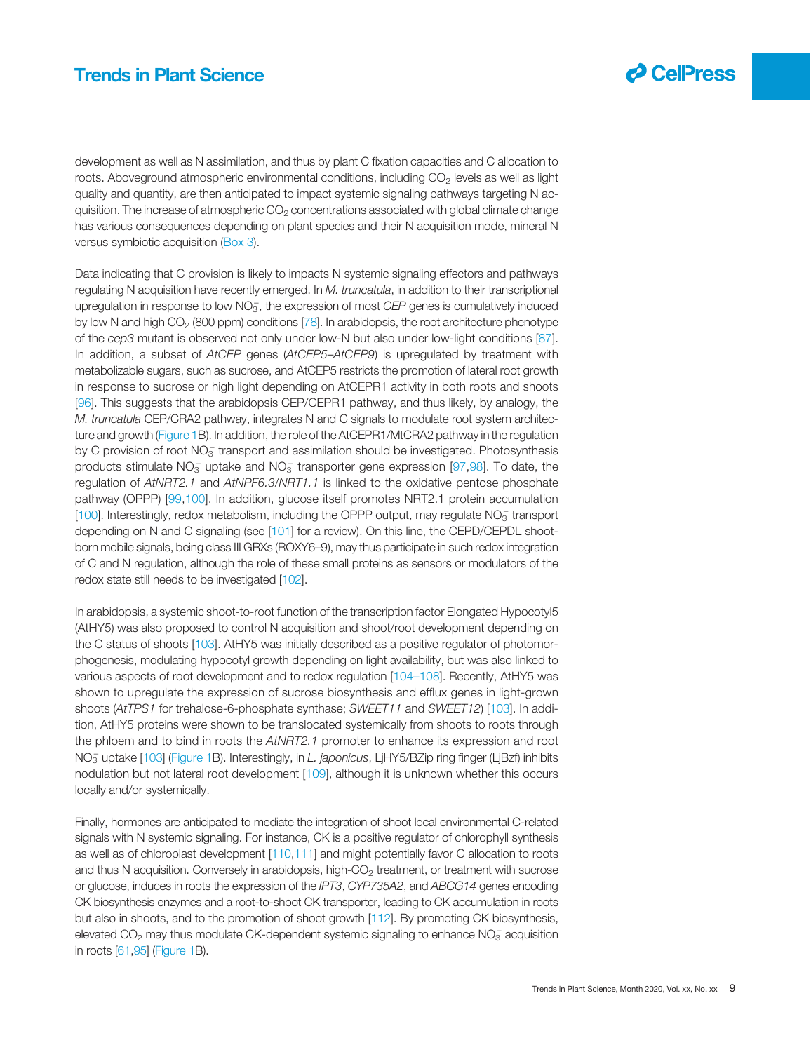development as well as N assimilation, and thus by plant C fixation capacities and C allocation to roots. Aboveground atmospheric environmental conditions, including $CO_2$ levels as well as light quality and quantity, are then anticipated to impact systemic signaling pathways targeting N acquisition. The increase of atmospheric $CO_2$ concentrations associated with global climate change has various consequences depending on plant species and their N acquisition mode, mineral N versus symbiotic acquisition (Box 3).

Data indicating that C provision is likely to impacts N systemic signaling effectors and pathways regulating N acquisition have recently emerged. In *M. truncatula*, in addition to their transcriptional upregulation in response to low $NO_3^-$, the expression of most *CEP* genes is cumulatively induced by low N and high $CO_2$ (800 ppm) conditions [78]. In arabidopsis, the root architecture phenotype of the *cep3* mutant is observed not only under low-N but also under low-light conditions [87]. In addition, a subset of *AtCEP* genes (*AtCEP5–AtCEP9*) is upregulated by treatment with metabolizable sugars, such as sucrose, and AtCEP5 restricts the promotion of lateral root growth in response to sucrose or high light depending on AtCEPR1 activity in both roots and shoots [96]. This suggests that the arabidopsis CEP/CEPR1 pathway, and thus likely, by analogy, the *M. truncatula* CEP/CRA2 pathway, integrates N and C signals to modulate root system architecture and growth (Figure 1B). In addition, the role of the AtCEPR1/MtCRA2 pathway in the regulation by C provision of root $NO_3^-$ transport and assimilation should be investigated. Photosynthesis products stimulate $NO_3^-$ uptake and $NO_3^-$ transporter gene expression [97,98]. To date, the regulation of *AtNRT2.1* and *AtNPF6.3/NRT1.1* is linked to the oxidative pentose phosphate pathway (OPPP) [99,100]. In addition, glucose itself promotes NRT2.1 protein accumulation [100]. Interestingly, redox metabolism, including the OPPP output, may regulate $NO_3^-$ transport depending on N and C signaling (see [101] for a review). On this line, the CEPD/CEPDL shoot-born mobile signals, being class III GRXs (ROXY6–9), may thus participate in such redox integration of C and N regulation, although the role of these small proteins as sensors or modulators of the redox state still needs to be investigated [102].

In arabidopsis, a systemic shoot-to-root function of the transcription factor Elongated Hypocotyl5 (AtHY5) was also proposed to control N acquisition and shoot/root development depending on the C status of shoots [103]. AtHY5 was initially described as a positive regulator of photomorphogenesis, modulating hypocotyl growth depending on light availability, but was also linked to various aspects of root development and to redox regulation [104–108]. Recently, AtHY5 was shown to upregulate the expression of sucrose biosynthesis and efflux genes in light-grown shoots (*AtTPS1* for trehalose-6-phosphate synthase; *SWEET11* and *SWEET12*) [103]. In addition, AtHY5 proteins were shown to be translocated systemically from shoots to roots through the phloem and to bind in roots the *AtNRT2.1* promoter to enhance its expression and root $NO_3^-$ uptake [103] (Figure 1B). Interestingly, in *L. japonicus*, LjHY5/BZip ring finger (LjBzf) inhibits nodulation but not lateral root development [109], although it is unknown whether this occurs locally and/or systemically.

Finally, hormones are anticipated to mediate the integration of shoot local environmental C-related signals with N systemic signaling. For instance, CK is a positive regulator of chlorophyll synthesis as well as of chloroplast development [110,111] and might potentially favor C allocation to roots and thus N acquisition. Conversely in arabidopsis, high-$CO_2$ treatment, or treatment with sucrose or glucose, induces in roots the expression of the *IPT3*, *CYP735A2*, and *ABCG14* genes encoding CK biosynthesis enzymes and a root-to-shoot CK transporter, leading to CK accumulation in roots but also in shoots, and to the promotion of shoot growth [112]. By promoting CK biosynthesis, elevated $CO_2$ may thus modulate CK-dependent systemic signaling to enhance $NO_3^-$ acquisition in roots [61,95] (Figure 1B).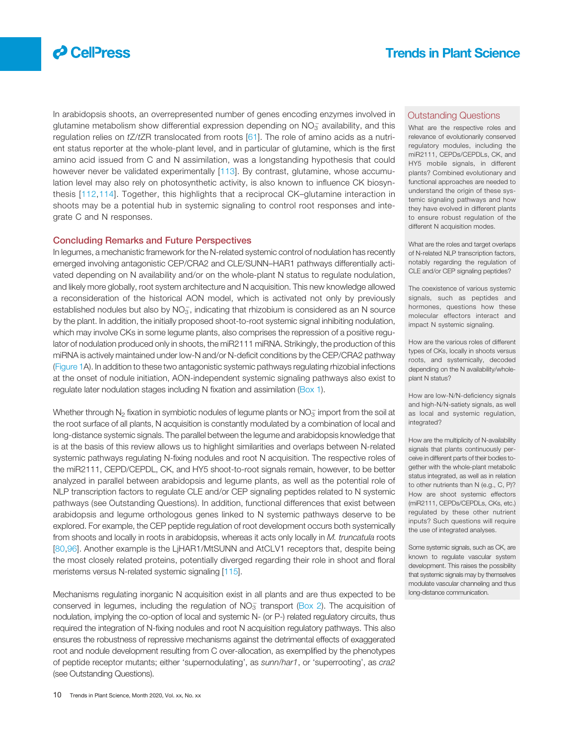In arabidopsis shoots, an overrepresented number of genes encoding enzymes involved in glutamine metabolism show differential expression depending on $NO_3^-$ availability, and this regulation relies on *tZ*/*tZ*R translocated from roots [61]. The role of amino acids as a nutrient status reporter at the whole-plant level, and in particular of glutamine, which is the first amino acid issued from C and N assimilation, was a longstanding hypothesis that could however never be validated experimentally [113]. By contrast, glutamine, whose accumulation level may also rely on photosynthetic activity, is also known to influence CK biosynthesis [112,114]. Together, this highlights that a reciprocal CK–glutamine interaction in shoots may be a potential hub in systemic signaling to control root responses and integrate C and N responses.

## Concluding Remarks and Future Perspectives

In legumes, a mechanistic framework for the N-related systemic control of nodulation has recently emerged involving antagonistic CEP/CRA2 and CLE/SUNN–HAR1 pathways differentially activated depending on N availability and/or on the whole-plant N status to regulate nodulation, and likely more globally, root system architecture and N acquisition. This new knowledge allowed a reconsideration of the historical AON model, which is activated not only by previously established nodules but also by $NO_3^-$, indicating that rhizobium is considered as an N source by the plant. In addition, the initially proposed shoot-to-root systemic signal inhibiting nodulation, which may involve CKs in some legume plants, also comprises the repression of a positive regulator of nodulation produced only in shoots, the miR2111 miRNA. Strikingly, the production of this miRNA is actively maintained under low-N and/or N-deficit conditions by the CEP/CRA2 pathway (Figure 1A). In addition to these two antagonistic systemic pathways regulating rhizobial infections at the onset of nodule initiation, AON-independent systemic signaling pathways also exist to regulate later nodulation stages including N fixation and assimilation (Box 1).

Whether through $N_2$ fixation in symbiotic nodules of legume plants or $NO_3^-$ import from the soil at the root surface of all plants, N acquisition is constantly modulated by a combination of local and long-distance systemic signals. The parallel between the legume and arabidopsis knowledge that is at the basis of this review allows us to highlight similarities and overlaps between N-related systemic pathways regulating N-fixing nodules and root N acquisition. The respective roles of the miR2111, CEPD/CEPDL, CK, and HY5 shoot-to-root signals remain, however, to be better analyzed in parallel between arabidopsis and legume plants, as well as the potential role of NLP transcription factors to regulate CLE and/or CEP signaling peptides related to N systemic pathways (see Outstanding Questions). In addition, functional differences that exist between arabidopsis and legume orthologous genes linked to N systemic pathways deserve to be explored. For example, the CEP peptide regulation of root development occurs both systemically from shoots and locally in roots in arabidopsis, whereas it acts only locally in *M. truncatula* roots [80,96]. Another example is the LjHAR1/MtSUNN and AtCLV1 receptors that, despite being the most closely related proteins, potentially diverged regarding their role in shoot and floral meristems versus N-related systemic signaling [115].

Mechanisms regulating inorganic N acquisition exist in all plants and are thus expected to be conserved in legumes, including the regulation of $NO_3^-$ transport (Box 2). The acquisition of nodulation, implying the co-option of local and systemic N- (or P-) related regulatory circuits, thus required the integration of N-fixing nodules and root N acquisition regulatory pathways. This also ensures the robustness of repressive mechanisms against the detrimental effects of exaggerated root and nodule development resulting from C over-allocation, as exemplified by the phenotypes of peptide receptor mutants; either 'supernodulating', as *sunn*/*har1*, or 'superrooting', as *cra2* (see Outstanding Questions).

## Outstanding Questions

What are the respective roles and relevance of evolutionarily conserved regulatory modules, including the miR2111, CEPDs/CEPDLs, CK, and HY5 mobile signals, in different plants? Combined evolutionary and functional approaches are needed to understand the origin of these systemic signaling pathways and how they have evolved in different plants to ensure robust regulation of the different N acquisition modes.

What are the roles and target overlaps of N-related NLP transcription factors, notably regarding the regulation of CLE and/or CEP signaling peptides?

The coexistence of various systemic signals, such as peptides and hormones, questions how these molecular effectors interact and impact N systemic signaling.

How are the various roles of different types of CKs, locally in shoots versus roots, and systemically, decoded depending on the N availability/whole-plant N status?

How are low-N/N-deficiency signals and high-N/N-satiety signals, as well as local and systemic regulation, integrated?

How are the multiplicity of N-availability signals that plants continuously perceive in different parts of their bodies together with the whole-plant metabolic status integrated, as well as in relation to other nutrients than N (e.g., C, P)? How are shoot systemic effectors (miR2111, CEPDs/CEPDLs, CKs, etc.) regulated by these other nutrient inputs? Such questions will require the use of integrated analyses.

Some systemic signals, such as CK, are known to regulate vascular system development. This raises the possibility that systemic signals may by themselves modulate vascular channeling and thus long-distance communication.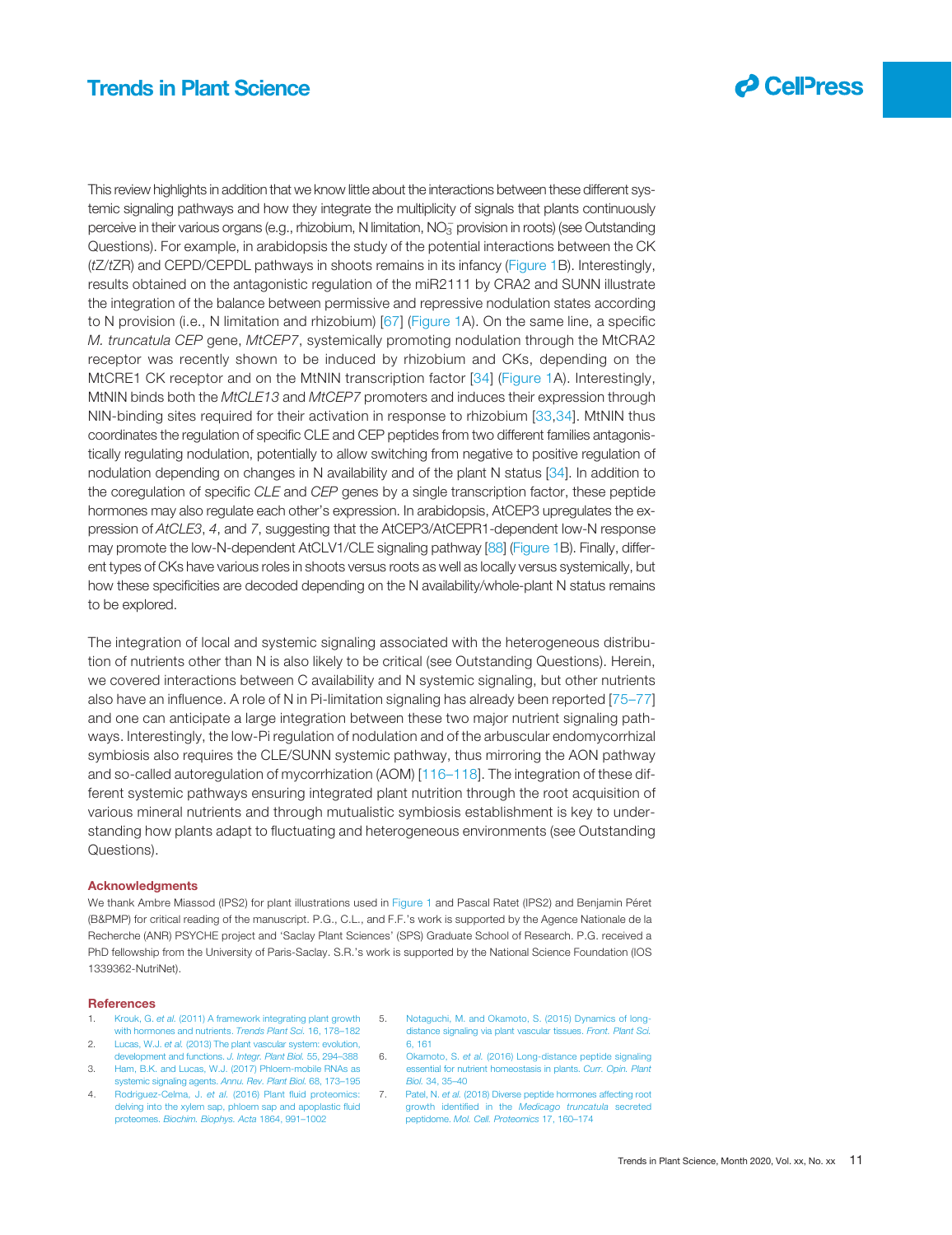This review highlights in addition that we know little about the interactions between these different systemic signaling pathways and how they integrate the multiplicity of signals that plants continuously perceive in their various organs (e.g., rhizobium, N limitation, $NO_3^-$ provision in roots) (see Outstanding Questions). For example, in arabidopsis the study of the potential interactions between the CK (*tZ*/*tZR*) and CEPD/CEPDL pathways in shoots remains in its infancy (Figure 1B). Interestingly, results obtained on the antagonistic regulation of the miR2111 by CRA2 and SUNN illustrate the integration of the balance between permissive and repressive nodulation states according to N provision (i.e., N limitation and rhizobium) [67] (Figure 1A). On the same line, a specific *M. truncatula CEP* gene, *MtCEP7*, systemically promoting nodulation through the MtCRA2 receptor was recently shown to be induced by rhizobium and CKs, depending on the MtCRE1 CK receptor and on the MtNIN transcription factor [34] (Figure 1A). Interestingly, MtNIN binds both the *MtCLE13* and *MtCEP7* promoters and induces their expression through NIN-binding sites required for their activation in response to rhizobium [33,34]. MtNIN thus coordinates the regulation of specific CLE and CEP peptides from two different families antagonistically regulating nodulation, potentially to allow switching from negative to positive regulation of nodulation depending on changes in N availability and of the plant N status [34]. In addition to the coregulation of specific *CLE* and *CEP* genes by a single transcription factor, these peptide hormones may also regulate each other's expression. In arabidopsis, AtCEP3 upregulates the expression of *AtCLE3*, *4*, and *7*, suggesting that the AtCEP3/AtCEPR1-dependent low-N response may promote the low-N-dependent AtCLV1/CLE signaling pathway [88] (Figure 1B). Finally, different types of CKs have various roles in shoots versus roots as well as locally versus systemically, but how these specificities are decoded depending on the N availability/whole-plant N status remains to be explored.

The integration of local and systemic signaling associated with the heterogeneous distribution of nutrients other than N is also likely to be critical (see Outstanding Questions). Herein, we covered interactions between C availability and N systemic signaling, but other nutrients also have an influence. A role of N in Pi-limitation signaling has already been reported [75–77] and one can anticipate a large integration between these two major nutrient signaling pathways. Interestingly, the low-Pi regulation of nodulation and of the arbuscular endomycorrhizal symbiosis also requires the CLE/SUNN systemic pathway, thus mirroring the AON pathway and so-called autoregulation of mycorrhization (AOM) [116–118]. The integration of these different systemic pathways ensuring integrated plant nutrition through the root acquisition of various mineral nutrients and through mutualistic symbiosis establishment is key to understanding how plants adapt to fluctuating and heterogeneous environments (see Outstanding Questions).

## Acknowledgments

We thank Ambre Miassod (IPS2) for plant illustrations used in Figure 1 and Pascal Ratet (IPS2) and Benjamin Péret (B&PMP) for critical reading of the manuscript. P.G., C.L., and F.F.'s work is supported by the Agence Nationale de la Recherche (ANR) PSYCHE project and 'Saclay Plant Sciences' (SPS) Graduate School of Research. P.G. received a PhD fellowship from the University of Paris-Saclay. S.R.'s work is supported by the National Science Foundation (IOS 1339362-NutriNet).

## References

1. Krouk, G. *et al.* (2011) A framework integrating plant growth with hormones and nutrients. *Trends Plant Sci.* 16, 178–182
2. Lucas, W.J. *et al.* (2013) The plant vascular system: evolution, development and functions. *J. Integr. Plant Biol.* 55, 294–388
3. Ham, B.K. and Lucas, W.J. (2017) Phloem-mobile RNAs as systemic signaling agents. *Annu. Rev. Plant Biol.* 68, 173–195
4. Rodriguez-Celma, J. *et al.* (2016) Plant fluid proteomics: delving into the xylem sap, phloem sap and apoplastic fluid proteomes. *Biochim. Biophys. Acta* 1864, 991–1002
5. Notaguchi, M. and Okamoto, S. (2015) Dynamics of long-distance signaling via plant vascular tissues. *Front. Plant Sci.* 6, 161
6. Okamoto, S. *et al.* (2016) Long-distance peptide signaling essential for nutrient homeostasis in plants. *Curr. Opin. Plant Biol.* 34, 35–40
7. Patel, N. *et al.* (2018) Diverse peptide hormones affecting root growth identified in the *Medicago truncatula* secreted peptidome. *Mol. Cell. Proteomics* 17, 160–174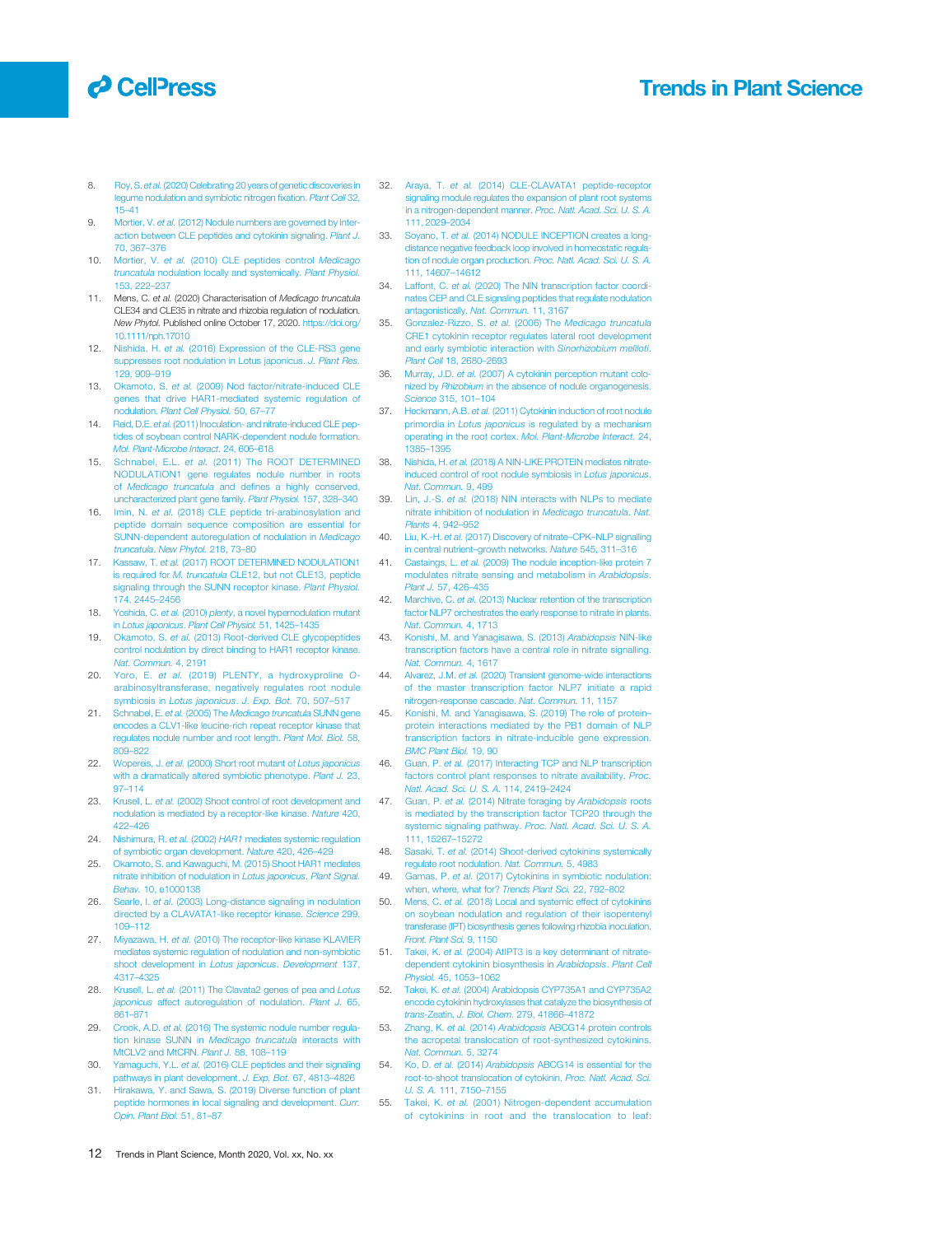8. Roy, S. *et al.* (2020) Celebrating 20 years of genetic discoveries in legume nodulation and symbiotic nitrogen fixation. *Plant Cell* 32, 15–41
9. Mortier, V. *et al.* (2012) Nodule numbers are governed by interaction between CLE peptides and cytokinin signaling. *Plant J.* 70, 367–376
10. Mortier, V. *et al.* (2010) CLE peptides control *Medicago truncatula* nodulation locally and systemically. *Plant Physiol.* 153, 222–237
11. Mens, C. *et al.* (2020) Characterisation of *Medicago truncatula* CLE34 and CLE35 in nitrate and rhizobia regulation of nodulation. *New Phytol.* Published online October 17, 2020. https://doi.org/10.1111/nph.17010
12. Nishida, H. *et al.* (2016) Expression of the CLE-RS3 gene suppresses root nodulation in Lotus japonicus. *J. Plant Res.* 129, 909–919
13. Okamoto, S. *et al.* (2009) Nod factor/nitrate-induced CLE genes that drive HAR1-mediated systemic regulation of nodulation. *Plant Cell Physiol.* 50, 67–77
14. Reid, D.E. *et al.* (2011) Inoculation- and nitrate-induced CLE peptides of soybean control NARK-dependent nodule formation. *Mol. Plant-Microbe Interact.* 24, 606–618
15. Schnabel, E.L. *et al.* (2011) The ROOT DETERMINED NODULATION1 gene regulates nodule number in roots of *Medicago truncatula* and defines a highly conserved, uncharacterized plant gene family. *Plant Physiol.* 157, 328–340
16. Imin, N. *et al.* (2018) CLE peptide tri-arabinosylation and peptide domain sequence composition are essential for SUNN-dependent autoregulation of nodulation in *Medicago truncatula*. *New Phytol.* 218, 73–80
17. Kassaw, T. *et al.* (2017) ROOT DETERMINED NODULATION1 is required for *M. truncatula* CLE12, but not CLE13, peptide signaling through the SUNN receptor kinase. *Plant Physiol.* 174, 2445–2456
18. Yoshida, C. *et al.* (2010) *plenty*, a novel hypernodulation mutant in *Lotus japonicus*. *Plant Cell Physiol.* 51, 1425–1435
19. Okamoto, S. *et al.* (2013) Root-derived CLE glycopeptides control nodulation by direct binding to HAR1 receptor kinase. *Nat. Commun.* 4, 2191
20. Yoro, E. *et al.* (2019) PLENTY, a hydroxyproline O-arabinosyltransferase, negatively regulates root nodule symbiosis in *Lotus japonicus*. *J. Exp. Bot.* 70, 507–517
21. Schnabel, E. *et al.* (2005) The *Medicago truncatula* SUNN gene encodes a CLV1-like leucine-rich repeat receptor kinase that regulates nodule number and root length. *Plant Mol. Biol.* 58, 809–822
22. Wopereis, J. *et al.* (2000) Short root mutant of *Lotus japonicus* with a dramatically altered symbiotic phenotype. *Plant J.* 23, 97–114
23. Krusell, L. *et al.* (2002) Shoot control of root development and nodulation is mediated by a receptor-like kinase. *Nature* 420, 422–426
24. Nishimura, R. *et al.* (2002) *HAR1* mediates systemic regulation of symbiotic organ development. *Nature* 420, 426–429
25. Okamoto, S. and Kawaguchi, M. (2015) Shoot HAR1 mediates nitrate inhibition of nodulation in *Lotus japonicus*. *Plant Signal. Behav.* 10, e1000138
26. Searle, I. *et al.* (2003) Long-distance signaling in nodulation directed by a CLAVATA1-like receptor kinase. *Science* 299, 109–112
27. Miyazawa, H. *et al.* (2010) The receptor-like kinase KLAVIER mediates systemic regulation of nodulation and non-symbiotic shoot development in *Lotus japonicus*. *Development* 137, 4317–4325
28. Krusell, L. *et al.* (2011) The Clavata2 genes of pea and *Lotus japonicus* affect autoregulation of nodulation. *Plant J.* 65, 861–871
29. Crook, A.D. *et al.* (2016) The systemic nodule number regulation kinase SUNN in *Medicago truncatula* interacts with MtCLV2 and MtCRN. *Plant J.* 88, 108–119
30. Yamaguchi, Y.L. *et al.* (2016) CLE peptides and their signaling pathways in plant development. *J. Exp. Bot.* 67, 4813–4826
31. Hirakawa, Y. and Sawa, S. (2019) Diverse function of plant peptide hormones in local signaling and development. *Curr. Opin. Plant Biol.* 51, 81–87
32. Araya, T. *et al.* (2014) CLE-CLAVATA1 peptide-receptor signaling module regulates the expansion of plant root systems in a nitrogen-dependent manner. *Proc. Natl. Acad. Sci. U. S. A.* 111, 2029–2034
33. Soyano, T. *et al.* (2014) NODULE INCEPTION creates a long-distance negative feedback loop involved in homeostatic regulation of nodule organ production. *Proc. Natl. Acad. Sci. U. S. A.* 111, 14607–14612
34. Laffont, C. *et al.* (2020) The NIN transcription factor coordinates CEP and CLE signaling peptides that regulate nodulation antagonistically. *Nat. Commun.* 11, 3167
35. Gonzalez-Rizzo, S. *et al.* (2006) The *Medicago truncatula* CRE1 cytokinin receptor regulates lateral root development and early symbiotic interaction with *Sinorhizobium meliloti*. *Plant Cell* 18, 2680–2693
36. Murray, J.D. *et al.* (2007) A cytokinin perception mutant colonized by *Rhizobium* in the absence of nodule organogenesis. *Science* 315, 101–104
37. Heckmann, A.B. *et al.* (2011) Cytokinin induction of root nodule primordia in *Lotus japonicus* is regulated by a mechanism operating in the root cortex. *Mol. Plant-Microbe Interact.* 24, 1385–1395
38. Nishida, H. *et al.* (2018) A NIN-LIKE PROTEIN mediates nitrate-induced control of root nodule symbiosis in *Lotus japonicus*. *Nat. Commun.* 9, 499
39. Lin, J.-S. *et al.* (2018) NIN interacts with NLPs to mediate nitrate inhibition of nodulation in *Medicago truncatula*. *Nat. Plants* 4, 942–952
40. Liu, K.-H. *et al.* (2017) Discovery of nitrate–CPK–NLP signalling in central nutrient–growth networks. *Nature* 545, 311–316
41. Castaings, L. *et al.* (2009) The nodule inception-like protein 7 modulates nitrate sensing and metabolism in *Arabidopsis*. *Plant J.* 57, 426–435
42. Marchive, C. *et al.* (2013) Nuclear retention of the transcription factor NLP7 orchestrates the early response to nitrate in plants. *Nat. Commun.* 4, 1713
43. Konishi, M. and Yanagisawa, S. (2013) *Arabidopsis* NIN-like transcription factors have a central role in nitrate signalling. *Nat. Commun.* 4, 1617
44. Alvarez, J.M. *et al.* (2020) Transient genome-wide interactions of the master transcription factor NLP7 initiate a rapid nitrogen-response cascade. *Nat. Commun.* 11, 1157
45. Konishi, M. and Yanagisawa, S. (2019) The role of protein–protein interactions mediated by the PB1 domain of NLP transcription factors in nitrate-inducible gene expression. *BMC Plant Biol.* 19, 90
46. Guan, P. *et al.* (2017) Interacting TCP and NLP transcription factors control plant responses to nitrate availability. *Proc. Natl. Acad. Sci. U. S. A.* 114, 2419–2424
47. Guan, P. *et al.* (2014) Nitrate foraging by *Arabidopsis* roots is mediated by the transcription factor TCP20 through the systemic signaling pathway. *Proc. Natl. Acad. Sci. U. S. A.* 111, 15267–15272
48. Sasaki, T. *et al.* (2014) Shoot-derived cytokinins systemically regulate root nodulation. *Nat. Commun.* 5, 4983
49. Gamas, P. *et al.* (2017) Cytokinins in symbiotic nodulation: when, where, what for? *Trends Plant Sci.* 22, 792–802
50. Mens, C. *et al.* (2018) Local and systemic effect of cytokinins on soybean nodulation and regulation of their isopentenyl transferase (IPT) biosynthesis genes following rhizobia inoculation. *Front. Plant Sci.* 9, 1150
51. Takei, K. *et al.* (2004) AtIPT3 is a key determinant of nitrate-dependent cytokinin biosynthesis in *Arabidopsis*. *Plant Cell Physiol.* 45, 1053–1062
52. Takei, K. *et al.* (2004) Arabidopsis CYP735A1 and CYP735A2 encode cytokinin hydroxylases that catalyze the biosynthesis of *trans*-Zeatin. *J. Biol. Chem.* 279, 41866–41872
53. Zhang, K. *et al.* (2014) *Arabidopsis* ABCG14 protein controls the acropetal translocation of root-synthesized cytokinins. *Nat. Commun.* 5, 3274
54. Ko, D. *et al.* (2014) *Arabidopsis* ABCG14 is essential for the root-to-shoot translocation of cytokinin. *Proc. Natl. Acad. Sci. U. S. A.* 111, 7150–7155
55. Takei, K. *et al.* (2001) Nitrogen-dependent accumulation of cytokinins in root and the translocation to leaf: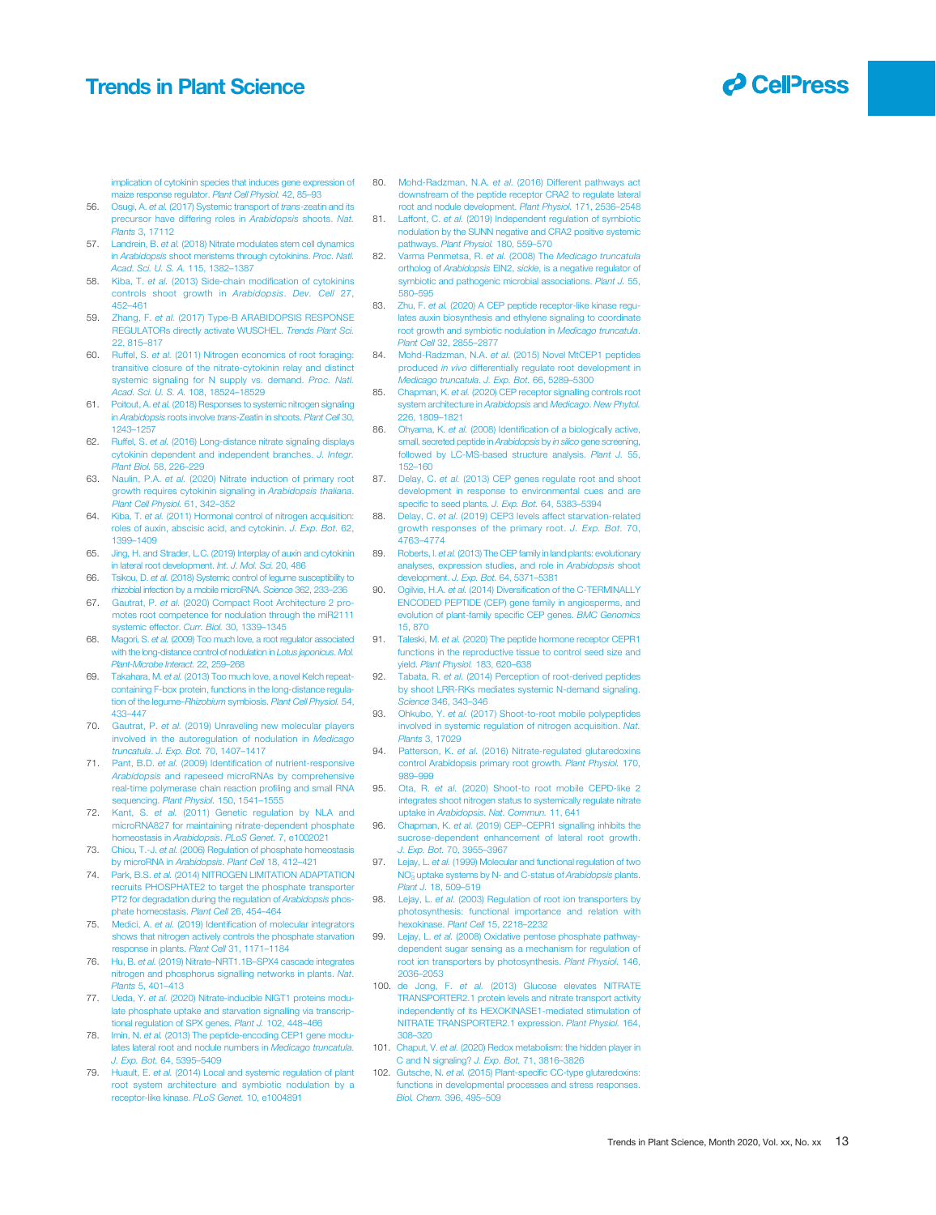implication of cytokinin species that induces gene expression of maize response regulator. *Plant Cell Physiol.* 42, 85–93

56. Osugi, A. *et al.* (2017) Systemic transport of *trans*-zeatin and its precursor have differing roles in *Arabidopsis* shoots. *Nat. Plants* 3, 17112
57. Landrein, B. *et al.* (2018) Nitrate modulates stem cell dynamics in *Arabidopsis* shoot meristems through cytokinins. *Proc. Natl. Acad. Sci. U. S. A.* 115, 1382–1387
58. Kiba, T. *et al.* (2013) Side-chain modification of cytokinins controls shoot growth in *Arabidopsis*. *Dev. Cell* 27, 452–461
59. Zhang, F. *et al.* (2017) Type-B ARABIDOPSIS RESPONSE REGULATORs directly activate WUSCHEL. *Trends Plant Sci.* 22, 815–817
60. Ruffel, S. *et al.* (2011) Nitrogen economics of root foraging: transitive closure of the nitrate-cytokinin relay and distinct systemic signaling for N supply vs. demand. *Proc. Natl. Acad. Sci. U. S. A.* 108, 18524–18529
61. Poitout, A. *et al.* (2018) Responses to systemic nitrogen signaling in *Arabidopsis* roots involve *trans*-Zeatin in shoots. *Plant Cell* 30, 1243–1257
62. Ruffel, S. *et al.* (2016) Long-distance nitrate signaling displays cytokinin dependent and independent branches. *J. Integr. Plant Biol.* 58, 226–229
63. Naulin, P.A. *et al.* (2020) Nitrate induction of primary root growth requires cytokinin signaling in *Arabidopsis thaliana*. *Plant Cell Physiol.* 61, 342–352
64. Kiba, T. *et al.* (2011) Hormonal control of nitrogen acquisition: roles of auxin, abscisic acid, and cytokinin. *J. Exp. Bot.* 62, 1399–1409
65. Jing, H. and Strader, L.C. (2019) Interplay of auxin and cytokinin in lateral root development. *Int. J. Mol. Sci.* 20, 486
66. Tsikou, D. *et al.* (2018) Systemic control of legume susceptibility to rhizobial infection by a mobile microRNA. *Science* 362, 233–236
67. Gautrat, P. *et al.* (2020) Compact Root Architecture 2 promotes root competence for nodulation through the miR2111 systemic effector. *Curr. Biol.* 30, 1339–1345
68. Magori, S. *et al.* (2009) Too much love, a root regulator associated with the long-distance control of nodulation in *Lotus japonicus*. *Mol. Plant-Microbe Interact.* 22, 259–268
69. Takahara, M. *et al.* (2013) Too much love, a novel Kelch repeat-containing F-box protein, functions in the long-distance regulation of the legume–*Rhizobium* symbiosis. *Plant Cell Physiol.* 54, 433–447
70. Gautrat, P. *et al.* (2019) Unraveling new molecular players involved in the autoregulation of nodulation in *Medicago truncatula*. *J. Exp. Bot.* 70, 1407–1417
71. Pant, B.D. *et al.* (2009) Identification of nutrient-responsive *Arabidopsis* and rapeseed microRNAs by comprehensive real-time polymerase chain reaction profiling and small RNA sequencing. *Plant Physiol.* 150, 1541–1555
72. Kant, S. *et al.* (2011) Genetic regulation by NLA and microRNA827 for maintaining nitrate-dependent phosphate homeostasis in *Arabidopsis*. *PLoS Genet.* 7, e1002021
73. Chiou, T.-J. *et al.* (2006) Regulation of phosphate homeostasis by microRNA in *Arabidopsis*. *Plant Cell* 18, 412–421
74. Park, B.S. *et al.* (2014) NITROGEN LIMITATION ADAPTATION recruits PHOSPHATE2 to target the phosphate transporter PT2 for degradation during the regulation of *Arabidopsis* phosphate homeostasis. *Plant Cell* 26, 454–464
75. Medici, A. *et al.* (2019) Identification of molecular integrators shows that nitrogen actively controls the phosphate starvation response in plants. *Plant Cell* 31, 1171–1184
76. Hu, B. *et al.* (2019) Nitrate–NRT1.1B–SPX4 cascade integrates nitrogen and phosphorus signalling networks in plants. *Nat. Plants* 5, 401–413
77. Ueda, Y. *et al.* (2020) Nitrate-inducible NIGT1 proteins modulate phosphate uptake and starvation signalling via transcriptional regulation of SPX genes. *Plant J.* 102, 448–466
78. Imin, N. *et al.* (2013) The peptide-encoding CEP1 gene modulates lateral root and nodule numbers in *Medicago truncatula*. *J. Exp. Bot.* 64, 5395–5409
79. Huault, E. *et al.* (2014) Local and systemic regulation of plant root system architecture and symbiotic nodulation by a receptor-like kinase. *PLoS Genet.* 10, e1004891
80. Mohd-Radzman, N.A. *et al.* (2016) Different pathways act downstream of the peptide receptor CRA2 to regulate lateral root and nodule development. *Plant Physiol.* 171, 2536–2548
81. Laffont, C. *et al.* (2019) Independent regulation of symbiotic nodulation by the SUNN negative and CRA2 positive systemic pathways. *Plant Physiol.* 180, 559–570
82. Varma Penmetsa, R. *et al.* (2008) The *Medicago truncatula* ortholog of *Arabidopsis* EIN2, *sickle*, is a negative regulator of symbiotic and pathogenic microbial associations. *Plant J.* 55, 580–595
83. Zhu, F. *et al.* (2020) A CEP peptide receptor-like kinase regulates auxin biosynthesis and ethylene signaling to coordinate root growth and symbiotic nodulation in *Medicago truncatula*. *Plant Cell* 32, 2855–2877
84. Mohd-Radzman, N.A. *et al.* (2015) Novel MtCEP1 peptides produced *in vivo* differentially regulate root development in *Medicago truncatula*. *J. Exp. Bot.* 66, 5289–5300
85. Chapman, K. *et al.* (2020) CEP receptor signalling controls root system architecture in *Arabidopsis* and *Medicago*. *New Phytol.* 226, 1809–1821
86. Ohyama, K. *et al.* (2008) Identification of a biologically active, small, secreted peptide in *Arabidopsis* by *in silico* gene screening, followed by LC-MS-based structure analysis. *Plant J.* 55, 152–160
87. Delay, C. *et al.* (2013) CEP genes regulate root and shoot development in response to environmental cues and are specific to seed plants. *J. Exp. Bot.* 64, 5383–5394
88. Delay, C. *et al.* (2019) CEP3 levels affect starvation-related growth responses of the primary root. *J. Exp. Bot.* 70, 4763–4774
89. Roberts, I. *et al.* (2013) The CEP family in land plants: evolutionary analyses, expression studies, and role in *Arabidopsis* shoot development. *J. Exp. Bot.* 64, 5371–5381
90. Ogilvie, H.A. *et al.* (2014) Diversification of the C-TERMINALLY ENCODED PEPTIDE (CEP) gene family in angiosperms, and evolution of plant-family specific CEP genes. *BMC Genomics* 15, 870
91. Taleski, M. *et al.* (2020) The peptide hormone receptor CEPR1 functions in the reproductive tissue to control seed size and yield. *Plant Physiol.* 183, 620–638
92. Tabata, R. *et al.* (2014) Perception of root-derived peptides by shoot LRR-RKs mediates systemic N-demand signaling. *Science* 346, 343–346
93. Ohkubo, Y. *et al.* (2017) Shoot-to-root mobile polypeptides involved in systemic regulation of nitrogen acquisition. *Nat. Plants* 3, 17029
94. Patterson, K. *et al.* (2016) Nitrate-regulated glutaredoxins control Arabidopsis primary root growth. *Plant Physiol.* 170, 989–999
95. Ota, R. *et al.* (2020) Shoot-to root mobile CEPD-like 2 integrates shoot nitrogen status to systemically regulate nitrate uptake in *Arabidopsis*. *Nat. Commun.* 11, 641
96. Chapman, K. *et al.* (2019) CEP–CEPR1 signalling inhibits the sucrose-dependent enhancement of lateral root growth. *J. Exp. Bot.* 70, 3955–3967
97. Lejay, L. *et al.* (1999) Molecular and functional regulation of two $NO_3^-$ uptake systems by N- and C-status of *Arabidopsis* plants. *Plant J.* 18, 509–519
98. Lejay, L. *et al.* (2003) Regulation of root ion transporters by photosynthesis: functional importance and relation with hexokinase. *Plant Cell* 15, 2218–2232
99. Lejay, L. *et al.* (2008) Oxidative pentose phosphate pathway-dependent sugar sensing as a mechanism for regulation of root ion transporters by photosynthesis. *Plant Physiol.* 146, 2036–2053
100. de Jong, F. *et al.* (2013) Glucose elevates NITRATE TRANSPORTER2.1 protein levels and nitrate transport activity independently of its HEXOKINASE1-mediated stimulation of NITRATE TRANSPORTER2.1 expression. *Plant Physiol.* 164, 308–320
101. Chaput, V. *et al.* (2020) Redox metabolism: the hidden player in C and N signaling? *J. Exp. Bot.* 71, 3816–3826
102. Gutsche, N. *et al.* (2015) Plant-specific CC-type glutaredoxins: functions in developmental processes and stress responses. *Biol. Chem.* 396, 495–509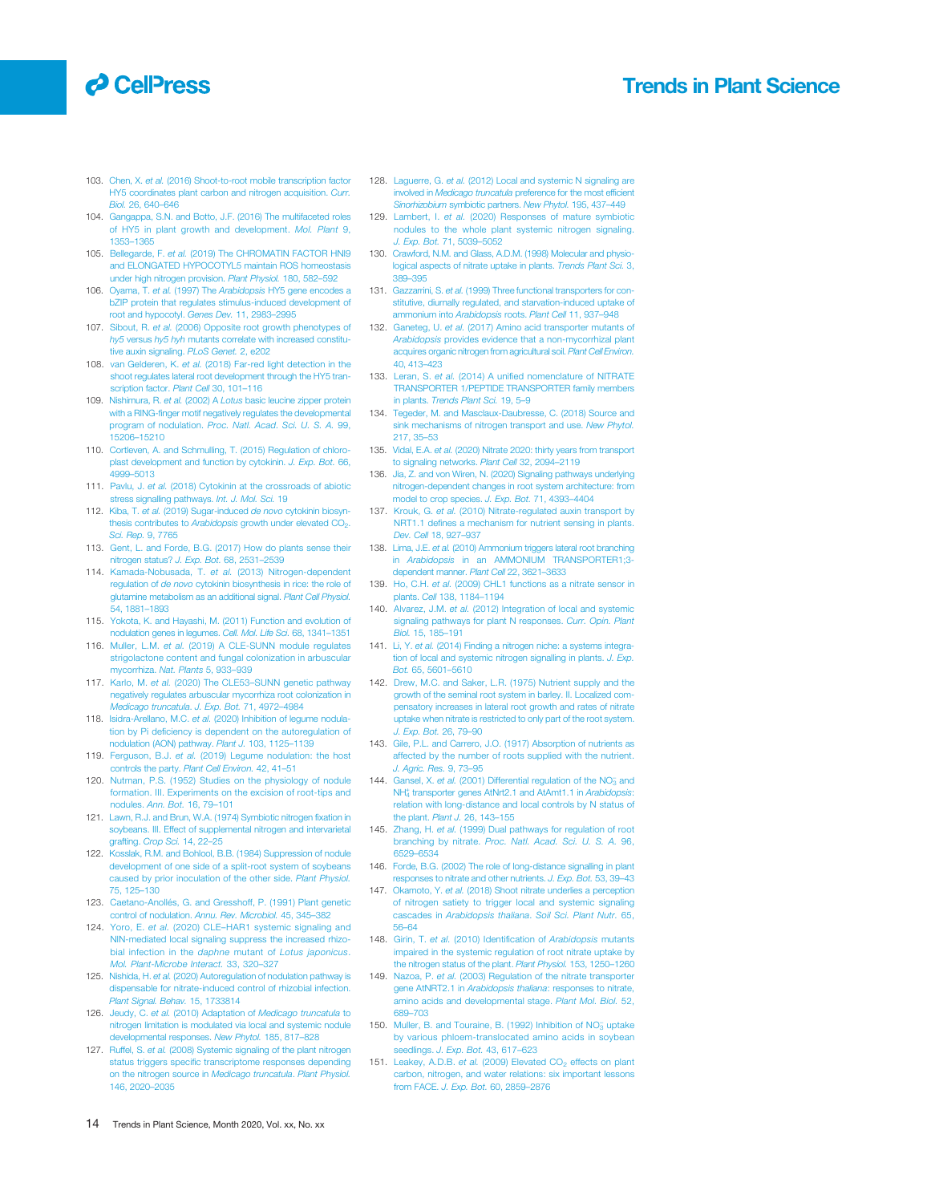103. Chen, X. *et al.* (2016) Shoot-to-root mobile transcription factor HY5 coordinates plant carbon and nitrogen acquisition. *Curr. Biol.* 26, 640–646
104. Gangappa, S.N. and Botto, J.F. (2016) The multifaceted roles of HY5 in plant growth and development. *Mol. Plant* 9, 1353–1365
105. Bellegarde, F. *et al.* (2019) The CHROMATIN FACTOR HNI9 and ELONGATED HYPOCOTYL5 maintain ROS homeostasis under high nitrogen provision. *Plant Physiol.* 180, 582–592
106. Oyama, T. *et al.* (1997) The *Arabidopsis* HY5 gene encodes a bZIP protein that regulates stimulus-induced development of root and hypocotyl. *Genes Dev.* 11, 2983–2995
107. Sibout, R. *et al.* (2006) Opposite root growth phenotypes of *hy5* versus *hy5 hyh* mutants correlate with increased constitutive auxin signaling. *PLoS Genet.* 2, e202
108. van Gelderen, K. *et al.* (2018) Far-red light detection in the shoot regulates lateral root development through the HY5 transcription factor. *Plant Cell* 30, 101–116
109. Nishimura, R. *et al.* (2002) A *Lotus* basic leucine zipper protein with a RING-finger motif negatively regulates the developmental program of nodulation. *Proc. Natl. Acad. Sci. U. S. A.* 99, 15206–15210
110. Cortleven, A. and Schmulling, T. (2015) Regulation of chloroplast development and function by cytokinin. *J. Exp. Bot.* 66, 4999–5013
111. Pavlu, J. *et al.* (2018) Cytokinin at the crossroads of abiotic stress signalling pathways. *Int. J. Mol. Sci.* 19
112. Kiba, T. *et al.* (2019) Sugar-induced *de novo* cytokinin biosynthesis contributes to *Arabidopsis* growth under elevated $CO_2$. *Sci. Rep.* 9, 7765
113. Gent, L. and Forde, B.G. (2017) How do plants sense their nitrogen status? *J. Exp. Bot.* 68, 2531–2539
114. Kamada-Nobusada, T. *et al.* (2013) Nitrogen-dependent regulation of *de novo* cytokinin biosynthesis in rice: the role of glutamine metabolism as an additional signal. *Plant Cell Physiol.* 54, 1881–1893
115. Yokota, K. and Hayashi, M. (2011) Function and evolution of nodulation genes in legumes. *Cell. Mol. Life Sci.* 68, 1341–1351
116. Muller, L.M. *et al.* (2019) A CLE-SUNN module regulates strigolactone content and fungal colonization in arbuscular mycorrhiza. *Nat. Plants* 5, 933–939
117. Karlo, M. *et al.* (2020) The CLE53–SUNN genetic pathway negatively regulates arbuscular mycorrhiza root colonization in *Medicago truncatula*. *J. Exp. Bot.* 71, 4972–4984
118. Isidra-Arellano, M.C. *et al.* (2020) Inhibition of legume nodulation by Pi deficiency is dependent on the autoregulation of nodulation (AON) pathway. *Plant J.* 103, 1125–1139
119. Ferguson, B.J. *et al.* (2019) Legume nodulation: the host controls the party. *Plant Cell Environ.* 42, 41–51
120. Nutman, P.S. (1952) Studies on the physiology of nodule formation. III. Experiments on the excision of root-tips and nodules. *Ann. Bot.* 16, 79–101
121. Lawn, R.J. and Brun, W.A. (1974) Symbiotic nitrogen fixation in soybeans. III. Effect of supplemental nitrogen and intervarietal grafting. *Crop Sci.* 14, 22–25
122. Kosslak, R.M. and Bohlool, B.B. (1984) Suppression of nodule development of one side of a split-root system of soybeans caused by prior inoculation of the other side. *Plant Physiol.* 75, 125–130
123. Caetano-Anollés, G. and Gresshoff, P. (1991) Plant genetic control of nodulation. *Annu. Rev. Microbiol.* 45, 345–382
124. Yoro, E. *et al.* (2020) CLE–HAR1 systemic signaling and NIN-mediated local signaling suppress the increased rhizobial infection in the *daphne* mutant of *Lotus japonicus*. *Mol. Plant-Microbe Interact.* 33, 320–327
125. Nishida, H. *et al.* (2020) Autoregulation of nodulation pathway is dispensable for nitrate-induced control of rhizobial infection. *Plant Signal. Behav.* 15, 1733814
126. Jeudy, C. *et al.* (2010) Adaptation of *Medicago truncatula* to nitrogen limitation is modulated via local and systemic nodule developmental responses. *New Phytol.* 185, 817–828
127. Ruffel, S. *et al.* (2008) Systemic signaling of the plant nitrogen status triggers specific transcriptome responses depending on the nitrogen source in *Medicago truncatula*. *Plant Physiol.* 146, 2020–2035
128. Laguerre, G. *et al.* (2012) Local and systemic N signaling are involved in *Medicago truncatula* preference for the most efficient *Sinorhizobium* symbiotic partners. *New Phytol.* 195, 437–449
129. Lambert, I. *et al.* (2020) Responses of mature symbiotic nodules to the whole plant systemic nitrogen signaling. *J. Exp. Bot.* 71, 5039–5052
130. Crawford, N.M. and Glass, A.D.M. (1998) Molecular and physiological aspects of nitrate uptake in plants. *Trends Plant Sci.* 3, 389–395
131. Gazzarrini, S. *et al.* (1999) Three functional transporters for constitutive, diurnally regulated, and starvation-induced uptake of ammonium into *Arabidopsis* roots. *Plant Cell* 11, 937–948
132. Ganeteg, U. *et al.* (2017) Amino acid transporter mutants of *Arabidopsis* provides evidence that a non-mycorrhizal plant acquires organic nitrogen from agricultural soil. *Plant Cell Environ.* 40, 413–423
133. Leran, S. *et al.* (2014) A unified nomenclature of NITRATE TRANSPORTER 1/PEPTIDE TRANSPORTER family members in plants. *Trends Plant Sci.* 19, 5–9
134. Tegeder, M. and Masclaux-Daubresse, C. (2018) Source and sink mechanisms of nitrogen transport and use. *New Phytol.* 217, 35–53
135. Vidal, E.A. *et al.* (2020) Nitrate 2020: thirty years from transport to signaling networks. *Plant Cell* 32, 2094–2119
136. Jia, Z. and von Wiren, N. (2020) Signaling pathways underlying nitrogen-dependent changes in root system architecture: from model to crop species. *J. Exp. Bot.* 71, 4393–4404
137. Krouk, G. *et al.* (2010) Nitrate-regulated auxin transport by NRT1.1 defines a mechanism for nutrient sensing in plants. *Dev. Cell* 18, 927–937
138. Lima, J.E. *et al.* (2010) Ammonium triggers lateral root branching in *Arabidopsis* in an AMMONIUM TRANSPORTER1;3-dependent manner. *Plant Cell* 22, 3621–3633
139. Ho, C.H. *et al.* (2009) CHL1 functions as a nitrate sensor in plants. *Cell* 138, 1184–1194
140. Alvarez, J.M. *et al.* (2012) Integration of local and systemic signaling pathways for plant N responses. *Curr. Opin. Plant Biol.* 15, 185–191
141. Li, Y. *et al.* (2014) Finding a nitrogen niche: a systems integration of local and systemic nitrogen signalling in plants. *J. Exp. Bot.* 65, 5601–5610
142. Drew, M.C. and Saker, L.R. (1975) Nutrient supply and the growth of the seminal root system in barley. II. Localized compensatory increases in lateral root growth and rates of nitrate uptake when nitrate is restricted to only part of the root system. *J. Exp. Bot.* 26, 79–90
143. Gile, P.L. and Carrero, J.O. (1917) Absorption of nutrients as affected by the number of roots supplied with the nutrient. *J. Agric. Res.* 9, 73–95
144. Gansel, X. *et al.* (2001) Differential regulation of the $NO_3^-$ and $NH_4^+$ transporter genes AtNrt2.1 and AtAmt1.1 in *Arabidopsis*: relation with long-distance and local controls by N status of the plant. *Plant J.* 26, 143–155
145. Zhang, H. *et al.* (1999) Dual pathways for regulation of root branching by nitrate. *Proc. Natl. Acad. Sci. U. S. A.* 96, 6529–6534
146. Forde, B.G. (2002) The role of long-distance signalling in plant responses to nitrate and other nutrients. *J. Exp. Bot.* 53, 39–43
147. Okamoto, Y. *et al.* (2018) Shoot nitrate underlies a perception of nitrogen satiety to trigger local and systemic signaling cascades in *Arabidopsis thaliana*. *Soil Sci. Plant Nutr.* 65, 56–64
148. Girin, T. *et al.* (2010) Identification of *Arabidopsis* mutants impaired in the systemic regulation of root nitrate uptake by the nitrogen status of the plant. *Plant Physiol.* 153, 1250–1260
149. Nazoa, P. *et al.* (2003) Regulation of the nitrate transporter gene AtNRT2.1 in *Arabidopsis thaliana*: responses to nitrate, amino acids and developmental stage. *Plant Mol. Biol.* 52, 689–703
150. Muller, B. and Touraine, B. (1992) Inhibition of $NO_3^-$ uptake by various phloem-translocated amino acids in soybean seedlings. *J. Exp. Bot.* 43, 617–623
151. Leakey, A.D.B. *et al.* (2009) Elevated $CO_2$ effects on plant carbon, nitrogen, and water relations: six important lessons from FACE. *J. Exp. Bot.* 60, 2859–2876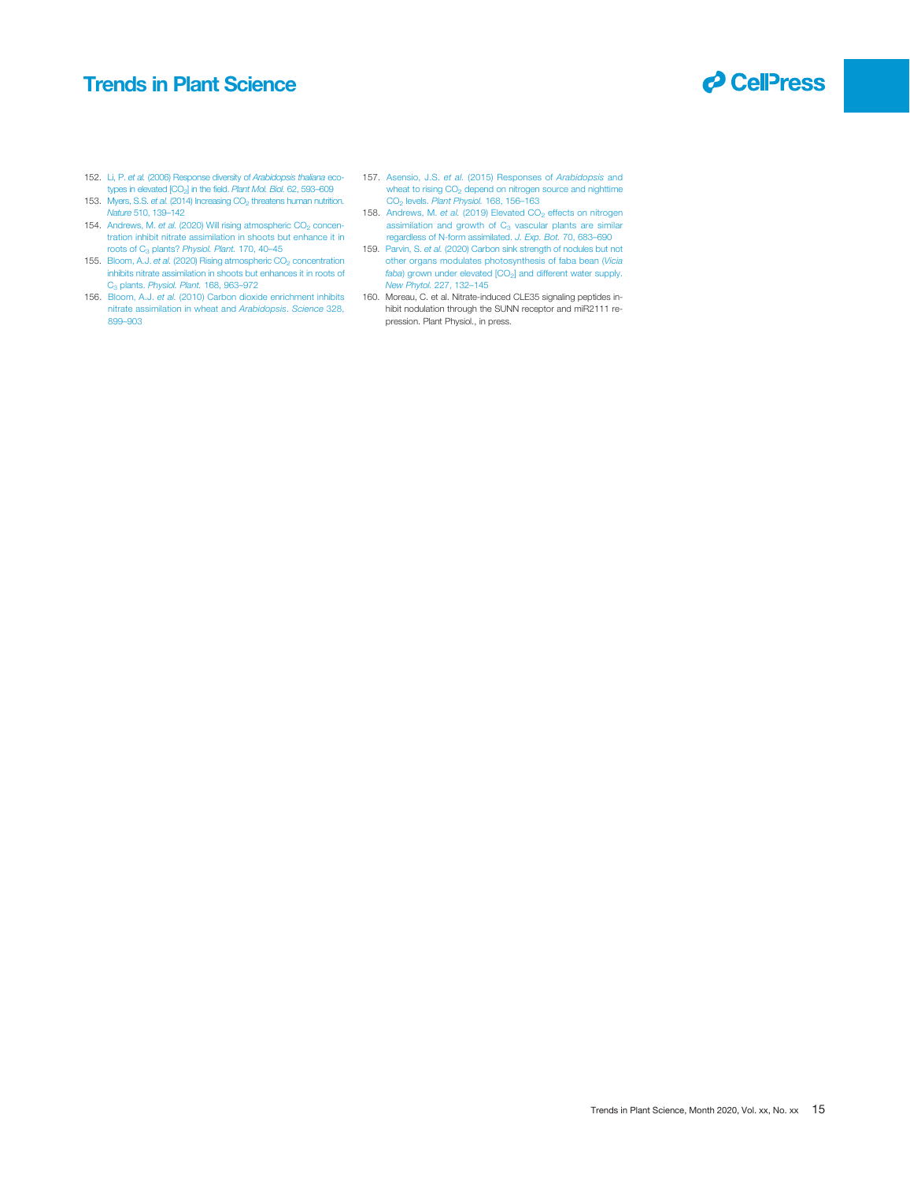152. Li, P. *et al.* (2006) Response diversity of *Arabidopsis thaliana* ecotypes in elevated [$CO_2$] in the field. *Plant Mol. Biol.* 62, 593–609
153. Myers, S.S. *et al.* (2014) Increasing $CO_2$ threatens human nutrition. *Nature* 510, 139–142
154. Andrews, M. *et al.* (2020) Will rising atmospheric $CO_2$ concentration inhibit nitrate assimilation in shoots but enhance it in roots of $C_3$ plants? *Physiol. Plant.* 170, 40–45
155. Bloom, A.J. *et al.* (2020) Rising atmospheric $CO_2$ concentration inhibits nitrate assimilation in shoots but enhances it in roots of $C_3$ plants. *Physiol. Plant.* 168, 963–972
156. Bloom, A.J. *et al.* (2010) Carbon dioxide enrichment inhibits nitrate assimilation in wheat and *Arabidopsis*. *Science* 328, 899–903
157. Asensio, J.S. *et al.* (2015) Responses of *Arabidopsis* and wheat to rising $CO_2$ depend on nitrogen source and nighttime $CO_2$ levels. *Plant Physiol.* 168, 156–163
158. Andrews, M. *et al.* (2019) Elevated $CO_2$ effects on nitrogen assimilation and growth of $C_3$ vascular plants are similar regardless of N-form assimilated. *J. Exp. Bot.* 70, 683–690
159. Parvin, S. *et al.* (2020) Carbon sink strength of nodules but not other organs modulates photosynthesis of faba bean (*Vicia faba*) grown under elevated [$CO_2$] and different water supply. *New Phytol.* 227, 132–145
160. Moreau, C. et al. Nitrate-induced CLE35 signaling peptides inhibit nodulation through the SUNN receptor and miR2111 repression. Plant Physiol., in press.